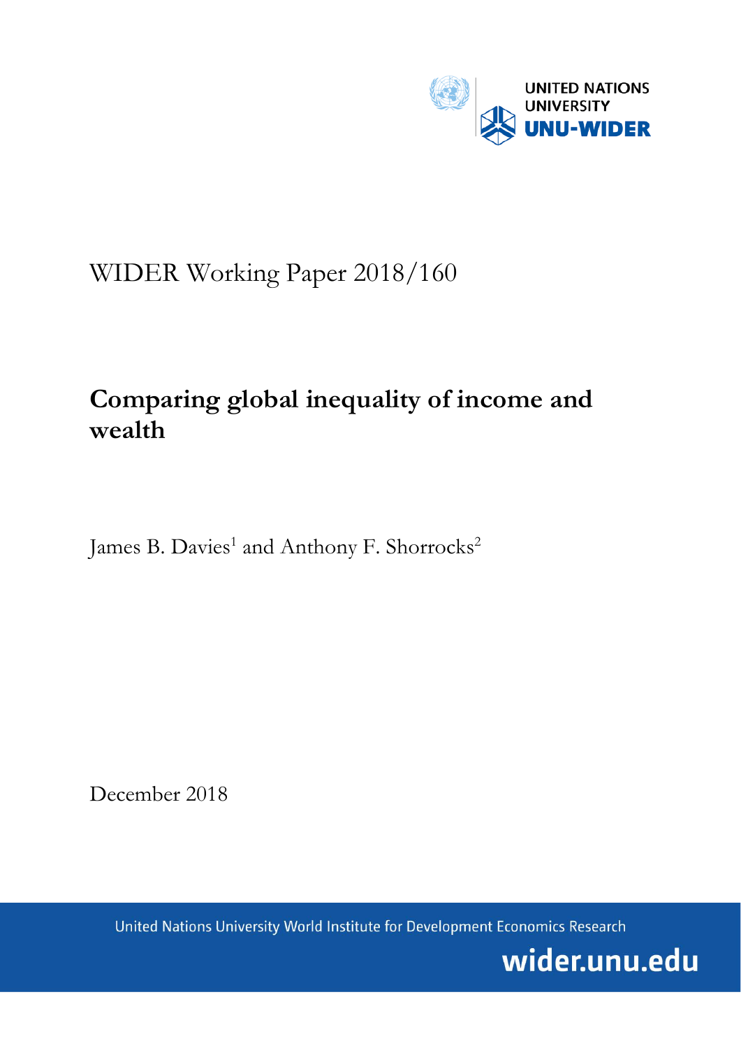UNITED NATIONS UNIVERSITY

UNU-WIDER

WIDER Working Paper 2018/160

# Comparing global inequality of income and wealth

James B. Davies[1] and Anthony F. Shorrocks[2]

December 2018

United Nations University World Institute for Development Economics Research

wider.unu.edu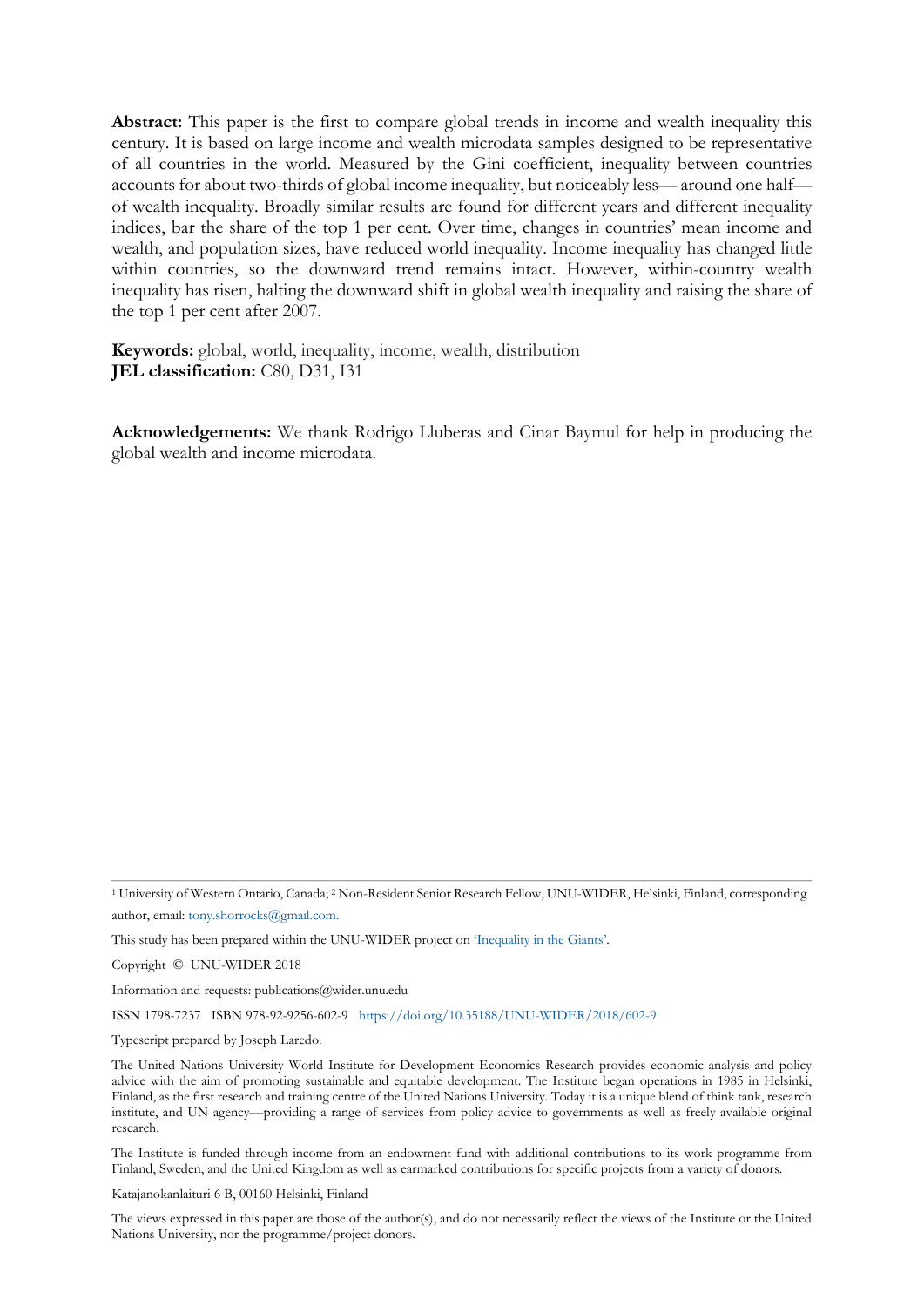**Abstract:** This paper is the first to compare global trends in income and wealth inequality this century. It is based on large income and wealth microdata samples designed to be representative of all countries in the world. Measured by the Gini coefficient, inequality between countries accounts for about two-thirds of global income inequality, but noticeably less— around one half— of wealth inequality. Broadly similar results are found for different years and different inequality indices, bar the share of the top 1 per cent. Over time, changes in countries' mean income and wealth, and population sizes, have reduced world inequality. Income inequality has changed little within countries, so the downward trend remains intact. However, within-country wealth inequality has risen, halting the downward shift in global wealth inequality and raising the share of the top 1 per cent after 2007.

**Keywords:** global, world, inequality, income, wealth, distribution
**JEL classification:** C80, D31, I31

**Acknowledgements:** We thank Rodrigo Lluberas and Cinar Baymul for help in producing the global wealth and income microdata.

---

[1] University of Western Ontario, Canada; [2] Non-Resident Senior Research Fellow, UNU-WIDER, Helsinki, Finland, corresponding author, email: tony.shorrocks@gmail.com.

This study has been prepared within the UNU-WIDER project on 'Inequality in the Giants'.

Copyright © UNU-WIDER 2018

Information and requests: publications@wider.unu.edu

ISSN 1798-7237 ISBN 978-92-9256-602-9 https://doi.org/10.35188/UNU-WIDER/2018/602-9

Typescript prepared by Joseph Laredo.

The United Nations University World Institute for Development Economics Research provides economic analysis and policy advice with the aim of promoting sustainable and equitable development. The Institute began operations in 1985 in Helsinki, Finland, as the first research and training centre of the United Nations University. Today it is a unique blend of think tank, research institute, and UN agency—providing a range of services from policy advice to governments as well as freely available original research.

The Institute is funded through income from an endowment fund with additional contributions to its work programme from Finland, Sweden, and the United Kingdom as well as earmarked contributions for specific projects from a variety of donors.

Katajanokanlaituri 6 B, 00160 Helsinki, Finland

The views expressed in this paper are those of the author(s), and do not necessarily reflect the views of the Institute or the United Nations University, nor the programme/project donors.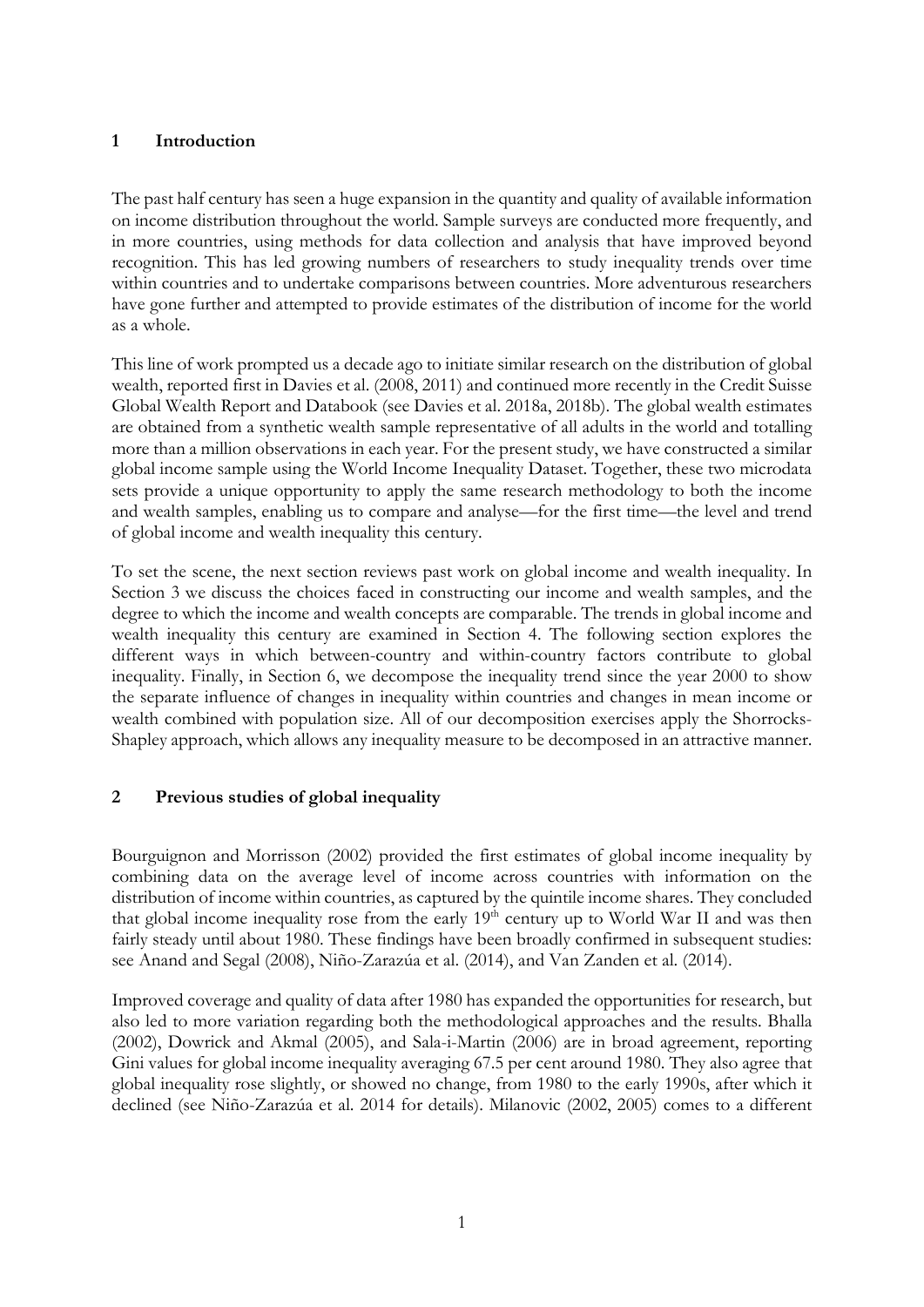## 1 Introduction

The past half century has seen a huge expansion in the quantity and quality of available information on income distribution throughout the world. Sample surveys are conducted more frequently, and in more countries, using methods for data collection and analysis that have improved beyond recognition. This has led growing numbers of researchers to study inequality trends over time within countries and to undertake comparisons between countries. More adventurous researchers have gone further and attempted to provide estimates of the distribution of income for the world as a whole.

This line of work prompted us a decade ago to initiate similar research on the distribution of global wealth, reported first in Davies et al. (2008, 2011) and continued more recently in the Credit Suisse Global Wealth Report and Databook (see Davies et al. 2018a, 2018b). The global wealth estimates are obtained from a synthetic wealth sample representative of all adults in the world and totalling more than a million observations in each year. For the present study, we have constructed a similar global income sample using the World Income Inequality Dataset. Together, these two microdata sets provide a unique opportunity to apply the same research methodology to both the income and wealth samples, enabling us to compare and analyse—for the first time—the level and trend of global income and wealth inequality this century.

To set the scene, the next section reviews past work on global income and wealth inequality. In Section 3 we discuss the choices faced in constructing our income and wealth samples, and the degree to which the income and wealth concepts are comparable. The trends in global income and wealth inequality this century are examined in Section 4. The following section explores the different ways in which between-country and within-country factors contribute to global inequality. Finally, in Section 6, we decompose the inequality trend since the year 2000 to show the separate influence of changes in inequality within countries and changes in mean income or wealth combined with population size. All of our decomposition exercises apply the Shorrocks-Shapley approach, which allows any inequality measure to be decomposed in an attractive manner.

## 2 Previous studies of global inequality

Bourguignon and Morrisson (2002) provided the first estimates of global income inequality by combining data on the average level of income across countries with information on the distribution of income within countries, as captured by the quintile income shares. They concluded that global income inequality rose from the early 19th century up to World War II and was then fairly steady until about 1980. These findings have been broadly confirmed in subsequent studies: see Anand and Segal (2008), Niño-Zarazúa et al. (2014), and Van Zanden et al. (2014).

Improved coverage and quality of data after 1980 has expanded the opportunities for research, but also led to more variation regarding both the methodological approaches and the results. Bhalla (2002), Dowrick and Akmal (2005), and Sala-i-Martin (2006) are in broad agreement, reporting Gini values for global income inequality averaging 67.5 per cent around 1980. They also agree that global inequality rose slightly, or showed no change, from 1980 to the early 1990s, after which it declined (see Niño-Zarazúa et al. 2014 for details). Milanovic (2002, 2005) comes to a different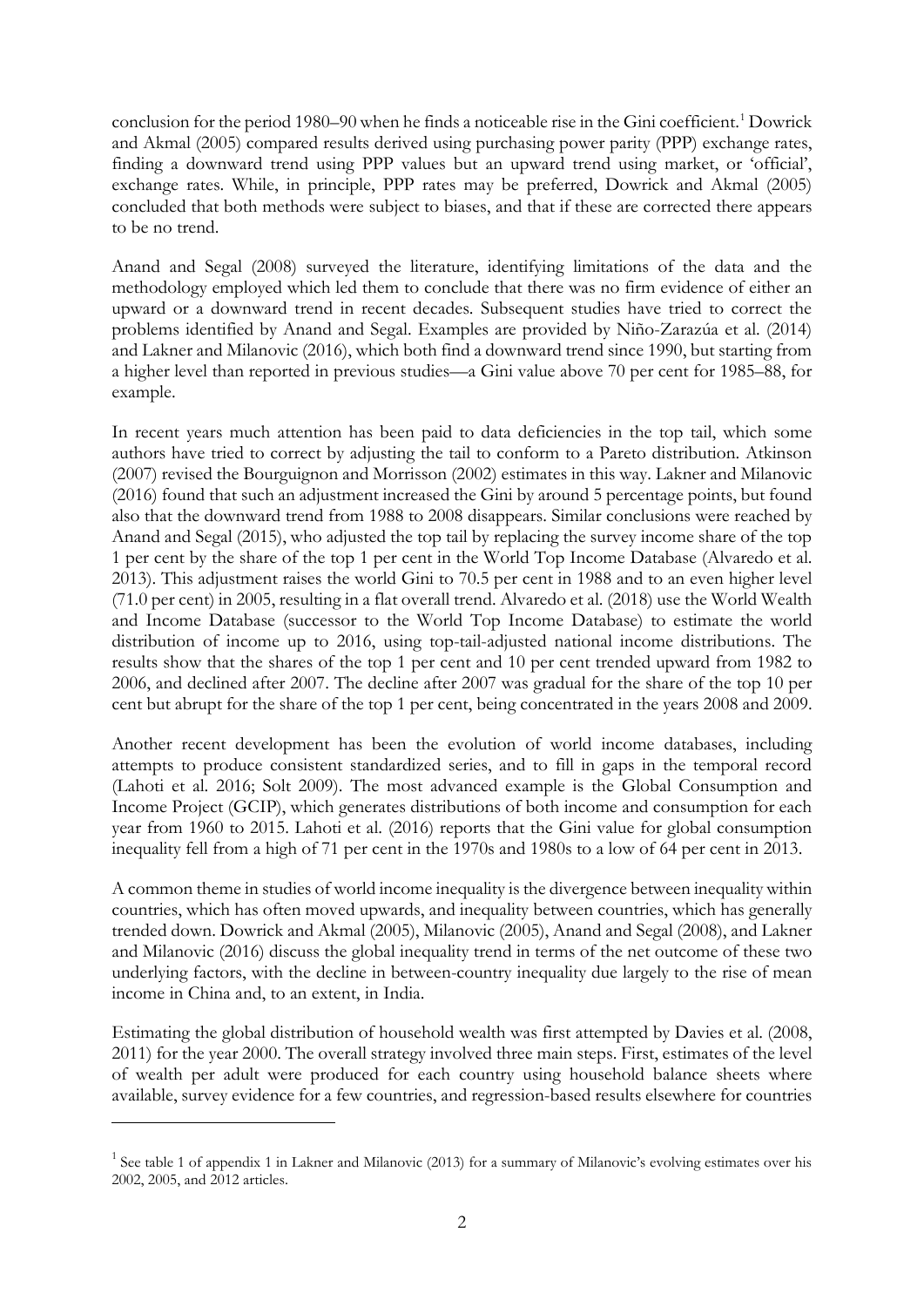conclusion for the period 1980–90 when he finds a noticeable rise in the Gini coefficient.[1] Dowrick and Akmal (2005) compared results derived using purchasing power parity (PPP) exchange rates, finding a downward trend using PPP values but an upward trend using market, or 'official', exchange rates. While, in principle, PPP rates may be preferred, Dowrick and Akmal (2005) concluded that both methods were subject to biases, and that if these are corrected there appears to be no trend.

Anand and Segal (2008) surveyed the literature, identifying limitations of the data and the methodology employed which led them to conclude that there was no firm evidence of either an upward or a downward trend in recent decades. Subsequent studies have tried to correct the problems identified by Anand and Segal. Examples are provided by Niño-Zarazúa et al. (2014) and Lakner and Milanovic (2016), which both find a downward trend since 1990, but starting from a higher level than reported in previous studies—a Gini value above 70 per cent for 1985–88, for example.

In recent years much attention has been paid to data deficiencies in the top tail, which some authors have tried to correct by adjusting the tail to conform to a Pareto distribution. Atkinson (2007) revised the Bourguignon and Morrisson (2002) estimates in this way. Lakner and Milanovic (2016) found that such an adjustment increased the Gini by around 5 percentage points, but found also that the downward trend from 1988 to 2008 disappears. Similar conclusions were reached by Anand and Segal (2015), who adjusted the top tail by replacing the survey income share of the top 1 per cent by the share of the top 1 per cent in the World Top Income Database (Alvaredo et al. 2013). This adjustment raises the world Gini to 70.5 per cent in 1988 and to an even higher level (71.0 per cent) in 2005, resulting in a flat overall trend. Alvaredo et al. (2018) use the World Wealth and Income Database (successor to the World Top Income Database) to estimate the world distribution of income up to 2016, using top-tail-adjusted national income distributions. The results show that the shares of the top 1 per cent and 10 per cent trended upward from 1982 to 2006, and declined after 2007. The decline after 2007 was gradual for the share of the top 10 per cent but abrupt for the share of the top 1 per cent, being concentrated in the years 2008 and 2009.

Another recent development has been the evolution of world income databases, including attempts to produce consistent standardized series, and to fill in gaps in the temporal record (Lahoti et al. 2016; Solt 2009). The most advanced example is the Global Consumption and Income Project (GCIP), which generates distributions of both income and consumption for each year from 1960 to 2015. Lahoti et al. (2016) reports that the Gini value for global consumption inequality fell from a high of 71 per cent in the 1970s and 1980s to a low of 64 per cent in 2013.

A common theme in studies of world income inequality is the divergence between inequality within countries, which has often moved upwards, and inequality between countries, which has generally trended down. Dowrick and Akmal (2005), Milanovic (2005), Anand and Segal (2008), and Lakner and Milanovic (2016) discuss the global inequality trend in terms of the net outcome of these two underlying factors, with the decline in between-country inequality due largely to the rise of mean income in China and, to an extent, in India.

Estimating the global distribution of household wealth was first attempted by Davies et al. (2008, 2011) for the year 2000. The overall strategy involved three main steps. First, estimates of the level of wealth per adult were produced for each country using household balance sheets where available, survey evidence for a few countries, and regression-based results elsewhere for countries

[1] See table 1 of appendix 1 in Lakner and Milanovic (2013) for a summary of Milanovic's evolving estimates over his 2002, 2005, and 2012 articles.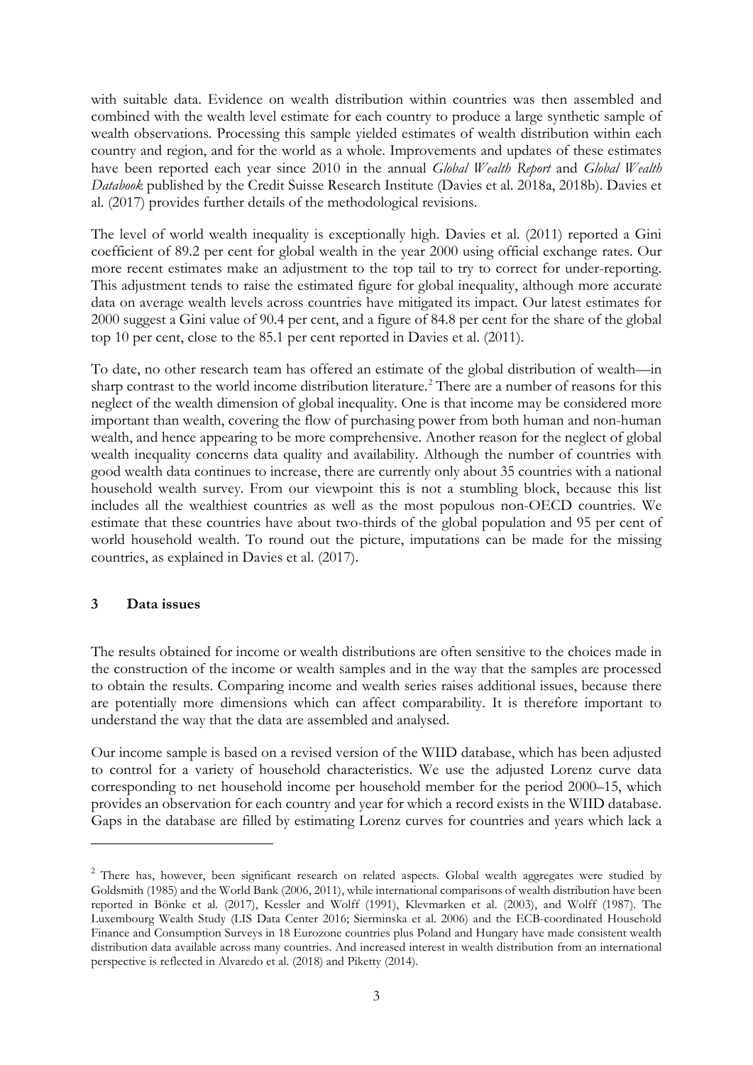with suitable data. Evidence on wealth distribution within countries was then assembled and combined with the wealth level estimate for each country to produce a large synthetic sample of wealth observations. Processing this sample yielded estimates of wealth distribution within each country and region, and for the world as a whole. Improvements and updates of these estimates have been reported each year since 2010 in the annual *Global Wealth Report* and *Global Wealth Databook* published by the Credit Suisse Research Institute (Davies et al. 2018a, 2018b). Davies et al. (2017) provides further details of the methodological revisions.

The level of world wealth inequality is exceptionally high. Davies et al. (2011) reported a Gini coefficient of 89.2 per cent for global wealth in the year 2000 using official exchange rates. Our more recent estimates make an adjustment to the top tail to try to correct for under-reporting. This adjustment tends to raise the estimated figure for global inequality, although more accurate data on average wealth levels across countries have mitigated its impact. Our latest estimates for 2000 suggest a Gini value of 90.4 per cent, and a figure of 84.8 per cent for the share of the global top 10 per cent, close to the 85.1 per cent reported in Davies et al. (2011).

To date, no other research team has offered an estimate of the global distribution of wealth—in sharp contrast to the world income distribution literature.[2] There are a number of reasons for this neglect of the wealth dimension of global inequality. One is that income may be considered more important than wealth, covering the flow of purchasing power from both human and non-human wealth, and hence appearing to be more comprehensive. Another reason for the neglect of global wealth inequality concerns data quality and availability. Although the number of countries with good wealth data continues to increase, there are currently only about 35 countries with a national household wealth survey. From our viewpoint this is not a stumbling block, because this list includes all the wealthiest countries as well as the most populous non-OECD countries. We estimate that these countries have about two-thirds of the global population and 95 per cent of world household wealth. To round out the picture, imputations can be made for the missing countries, as explained in Davies et al. (2017).

## 3 Data issues

The results obtained for income or wealth distributions are often sensitive to the choices made in the construction of the income or wealth samples and in the way that the samples are processed to obtain the results. Comparing income and wealth series raises additional issues, because there are potentially more dimensions which can affect comparability. It is therefore important to understand the way that the data are assembled and analysed.

Our income sample is based on a revised version of the WIID database, which has been adjusted to control for a variety of household characteristics. We use the adjusted Lorenz curve data corresponding to net household income per household member for the period 2000–15, which provides an observation for each country and year for which a record exists in the WIID database. Gaps in the database are filled by estimating Lorenz curves for countries and years which lack a

---

[2] There has, however, been significant research on related aspects. Global wealth aggregates were studied by Goldsmith (1985) and the World Bank (2006, 2011), while international comparisons of wealth distribution have been reported in Bönke et al. (2017), Kessler and Wolff (1991), Klevmarken et al. (2003), and Wolff (1987). The Luxembourg Wealth Study (LIS Data Center 2016; Sierminska et al. 2006) and the ECB-coordinated Household Finance and Consumption Surveys in 18 Eurozone countries plus Poland and Hungary have made consistent wealth distribution data available across many countries. And increased interest in wealth distribution from an international perspective is reflected in Alvaredo et al. (2018) and Piketty (2014).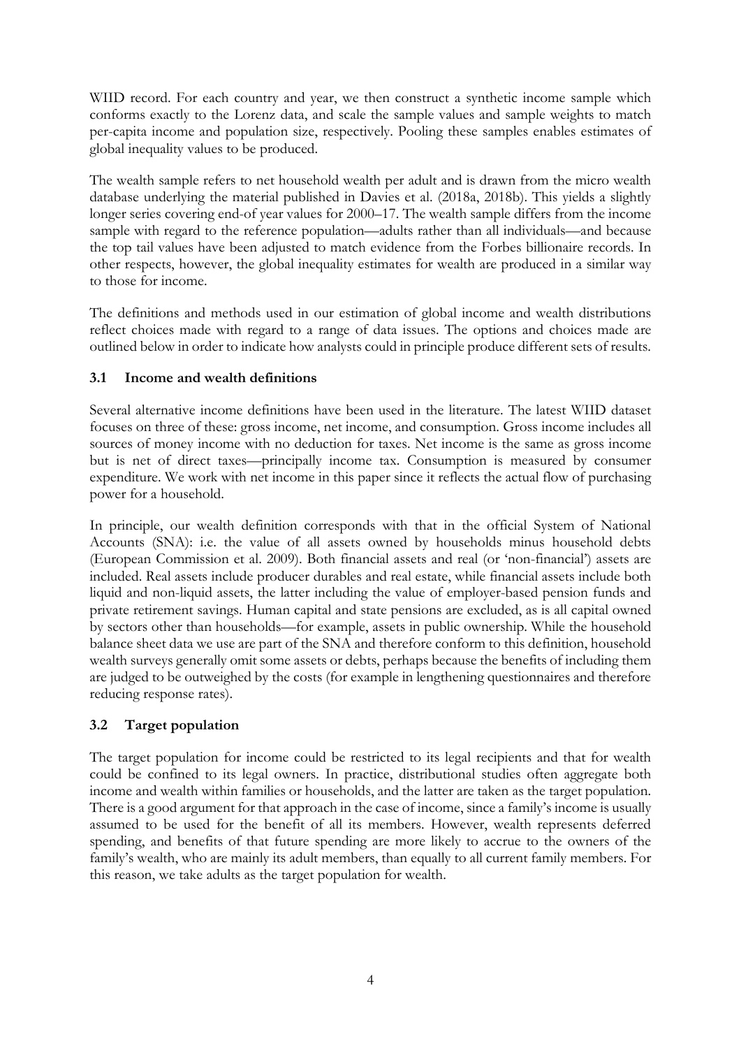WIID record. For each country and year, we then construct a synthetic income sample which conforms exactly to the Lorenz data, and scale the sample values and sample weights to match per-capita income and population size, respectively. Pooling these samples enables estimates of global inequality values to be produced.

The wealth sample refers to net household wealth per adult and is drawn from the micro wealth database underlying the material published in Davies et al. (2018a, 2018b). This yields a slightly longer series covering end-of year values for 2000–17. The wealth sample differs from the income sample with regard to the reference population—adults rather than all individuals—and because the top tail values have been adjusted to match evidence from the Forbes billionaire records. In other respects, however, the global inequality estimates for wealth are produced in a similar way to those for income.

The definitions and methods used in our estimation of global income and wealth distributions reflect choices made with regard to a range of data issues. The options and choices made are outlined below in order to indicate how analysts could in principle produce different sets of results.

### 3.1 Income and wealth definitions

Several alternative income definitions have been used in the literature. The latest WIID dataset focuses on three of these: gross income, net income, and consumption. Gross income includes all sources of money income with no deduction for taxes. Net income is the same as gross income but is net of direct taxes—principally income tax. Consumption is measured by consumer expenditure. We work with net income in this paper since it reflects the actual flow of purchasing power for a household.

In principle, our wealth definition corresponds with that in the official System of National Accounts (SNA): i.e. the value of all assets owned by households minus household debts (European Commission et al. 2009). Both financial assets and real (or 'non-financial') assets are included. Real assets include producer durables and real estate, while financial assets include both liquid and non-liquid assets, the latter including the value of employer-based pension funds and private retirement savings. Human capital and state pensions are excluded, as is all capital owned by sectors other than households—for example, assets in public ownership. While the household balance sheet data we use are part of the SNA and therefore conform to this definition, household wealth surveys generally omit some assets or debts, perhaps because the benefits of including them are judged to be outweighed by the costs (for example in lengthening questionnaires and therefore reducing response rates).

### 3.2 Target population

The target population for income could be restricted to its legal recipients and that for wealth could be confined to its legal owners. In practice, distributional studies often aggregate both income and wealth within families or households, and the latter are taken as the target population. There is a good argument for that approach in the case of income, since a family's income is usually assumed to be used for the benefit of all its members. However, wealth represents deferred spending, and benefits of that future spending are more likely to accrue to the owners of the family's wealth, who are mainly its adult members, than equally to all current family members. For this reason, we take adults as the target population for wealth.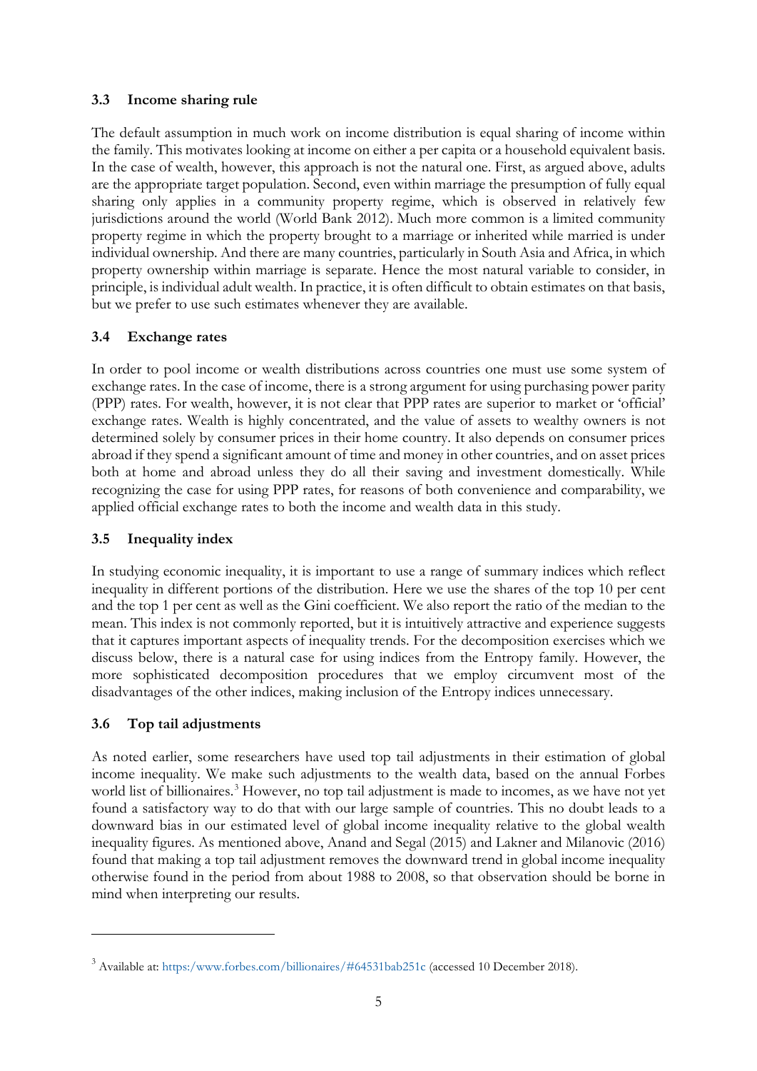### 3.3 Income sharing rule

The default assumption in much work on income distribution is equal sharing of income within the family. This motivates looking at income on either a per capita or a household equivalent basis. In the case of wealth, however, this approach is not the natural one. First, as argued above, adults are the appropriate target population. Second, even within marriage the presumption of fully equal sharing only applies in a community property regime, which is observed in relatively few jurisdictions around the world (World Bank 2012). Much more common is a limited community property regime in which the property brought to a marriage or inherited while married is under individual ownership. And there are many countries, particularly in South Asia and Africa, in which property ownership within marriage is separate. Hence the most natural variable to consider, in principle, is individual adult wealth. In practice, it is often difficult to obtain estimates on that basis, but we prefer to use such estimates whenever they are available.

### 3.4 Exchange rates

In order to pool income or wealth distributions across countries one must use some system of exchange rates. In the case of income, there is a strong argument for using purchasing power parity (PPP) rates. For wealth, however, it is not clear that PPP rates are superior to market or 'official' exchange rates. Wealth is highly concentrated, and the value of assets to wealthy owners is not determined solely by consumer prices in their home country. It also depends on consumer prices abroad if they spend a significant amount of time and money in other countries, and on asset prices both at home and abroad unless they do all their saving and investment domestically. While recognizing the case for using PPP rates, for reasons of both convenience and comparability, we applied official exchange rates to both the income and wealth data in this study.

### 3.5 Inequality index

In studying economic inequality, it is important to use a range of summary indices which reflect inequality in different portions of the distribution. Here we use the shares of the top 10 per cent and the top 1 per cent as well as the Gini coefficient. We also report the ratio of the median to the mean. This index is not commonly reported, but it is intuitively attractive and experience suggests that it captures important aspects of inequality trends. For the decomposition exercises which we discuss below, there is a natural case for using indices from the Entropy family. However, the more sophisticated decomposition procedures that we employ circumvent most of the disadvantages of the other indices, making inclusion of the Entropy indices unnecessary.

### 3.6 Top tail adjustments

As noted earlier, some researchers have used top tail adjustments in their estimation of global income inequality. We make such adjustments to the wealth data, based on the annual Forbes world list of billionaires.[3] However, no top tail adjustment is made to incomes, as we have not yet found a satisfactory way to do that with our large sample of countries. This no doubt leads to a downward bias in our estimated level of global income inequality relative to the global wealth inequality figures. As mentioned above, Anand and Segal (2015) and Lakner and Milanovic (2016) found that making a top tail adjustment removes the downward trend in global income inequality otherwise found in the period from about 1988 to 2008, so that observation should be borne in mind when interpreting our results.

---

[3] Available at: https:/www.forbes.com/billionaires/#64531bab251c (accessed 10 December 2018).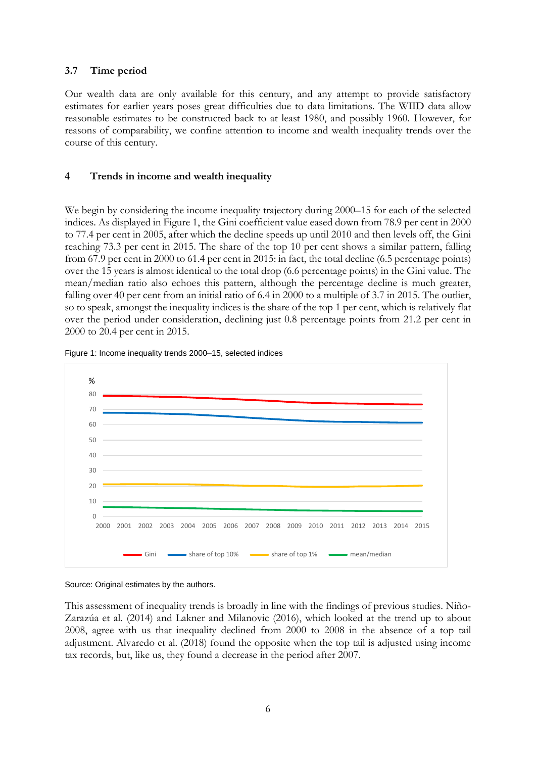### 3.7 Time period

Our wealth data are only available for this century, and any attempt to provide satisfactory estimates for earlier years poses great difficulties due to data limitations. The WIID data allow reasonable estimates to be constructed back to at least 1980, and possibly 1960. However, for reasons of comparability, we confine attention to income and wealth inequality trends over the course of this century.

## 4 Trends in income and wealth inequality

We begin by considering the income inequality trajectory during 2000–15 for each of the selected indices. As displayed in Figure 1, the Gini coefficient value eased down from 78.9 per cent in 2000 to 77.4 per cent in 2005, after which the decline speeds up until 2010 and then levels off, the Gini reaching 73.3 per cent in 2015. The share of the top 10 per cent shows a similar pattern, falling from 67.9 per cent in 2000 to 61.4 per cent in 2015: in fact, the total decline (6.5 percentage points) over the 15 years is almost identical to the total drop (6.6 percentage points) in the Gini value. The mean/median ratio also echoes this pattern, although the percentage decline is much greater, falling over 40 per cent from an initial ratio of 6.4 in 2000 to a multiple of 3.7 in 2015. The outlier, so to speak, amongst the inequality indices is the share of the top 1 per cent, which is relatively flat over the period under consideration, declining just 0.8 percentage points from 21.2 per cent in 2000 to 20.4 per cent in 2015.

Figure 1: Income inequality trends 2000–15, selected indices

Source: Original estimates by the authors.

This assessment of inequality trends is broadly in line with the findings of previous studies. Niño-Zarazúa et al. (2014) and Lakner and Milanovic (2016), which looked at the trend up to about 2008, agree with us that inequality declined from 2000 to 2008 in the absence of a top tail adjustment. Alvaredo et al. (2018) found the opposite when the top tail is adjusted using income tax records, but, like us, they found a decrease in the period after 2007.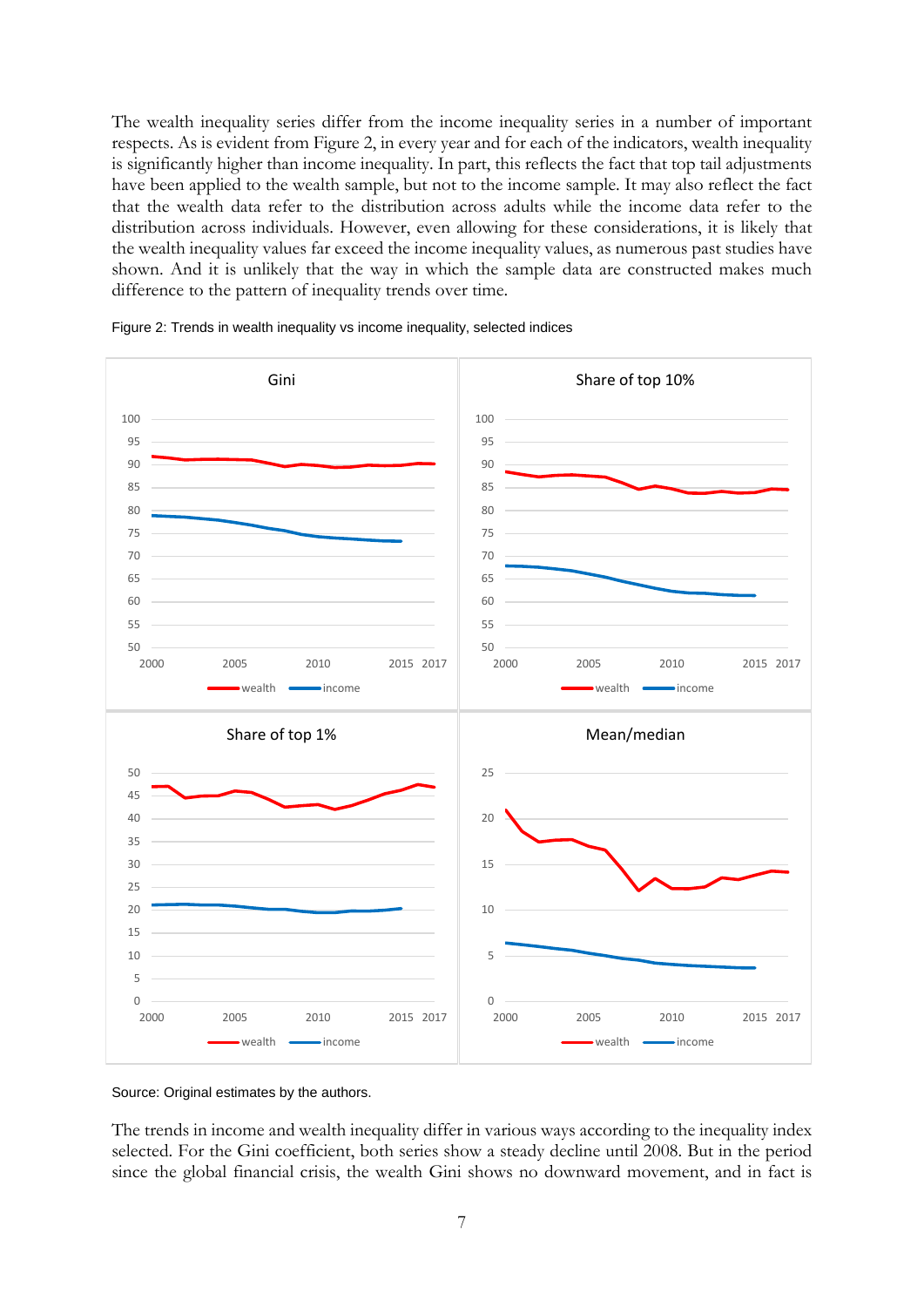The wealth inequality series differ from the income inequality series in a number of important respects. As is evident from Figure 2, in every year and for each of the indicators, wealth inequality is significantly higher than income inequality. In part, this reflects the fact that top tail adjustments have been applied to the wealth sample, but not to the income sample. It may also reflect the fact that the wealth data refer to the distribution across adults while the income data refer to the distribution across individuals. However, even allowing for these considerations, it is likely that the wealth inequality values far exceed the income inequality values, as numerous past studies have shown. And it is unlikely that the way in which the sample data are constructed makes much difference to the pattern of inequality trends over time.

Figure 2: Trends in wealth inequality vs income inequality, selected indices

Source: Original estimates by the authors.

The trends in income and wealth inequality differ in various ways according to the inequality index selected. For the Gini coefficient, both series show a steady decline until 2008. But in the period since the global financial crisis, the wealth Gini shows no downward movement, and in fact is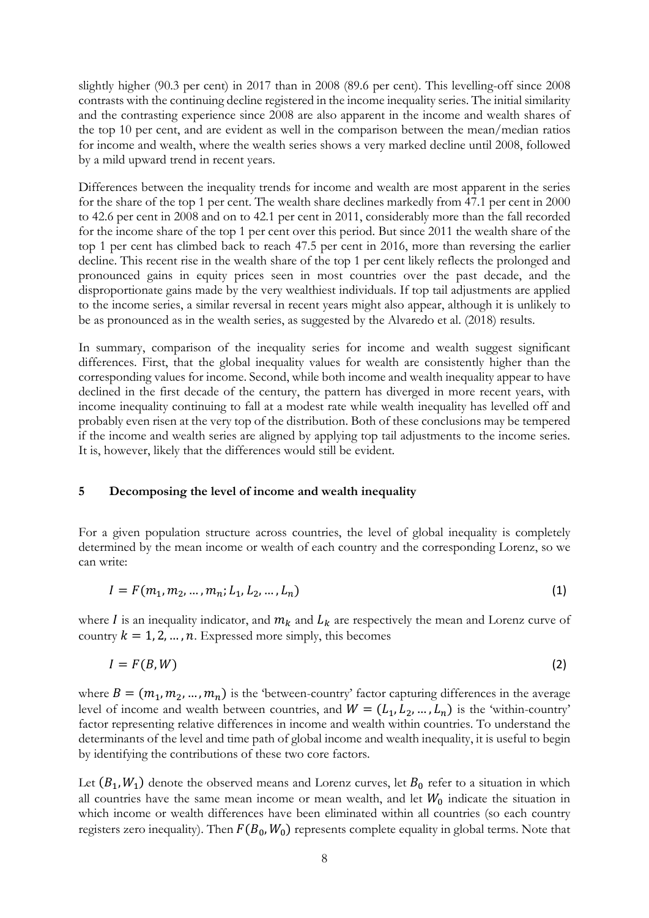slightly higher (90.3 per cent) in 2017 than in 2008 (89.6 per cent). This levelling-off since 2008 contrasts with the continuing decline registered in the income inequality series. The initial similarity and the contrasting experience since 2008 are also apparent in the income and wealth shares of the top 10 per cent, and are evident as well in the comparison between the mean/median ratios for income and wealth, where the wealth series shows a very marked decline until 2008, followed by a mild upward trend in recent years.

Differences between the inequality trends for income and wealth are most apparent in the series for the share of the top 1 per cent. The wealth share declines markedly from 47.1 per cent in 2000 to 42.6 per cent in 2008 and on to 42.1 per cent in 2011, considerably more than the fall recorded for the income share of the top 1 per cent over this period. But since 2011 the wealth share of the top 1 per cent has climbed back to reach 47.5 per cent in 2016, more than reversing the earlier decline. This recent rise in the wealth share of the top 1 per cent likely reflects the prolonged and pronounced gains in equity prices seen in most countries over the past decade, and the disproportionate gains made by the very wealthiest individuals. If top tail adjustments are applied to the income series, a similar reversal in recent years might also appear, although it is unlikely to be as pronounced as in the wealth series, as suggested by the Alvaredo et al. (2018) results.

In summary, comparison of the inequality series for income and wealth suggest significant differences. First, that the global inequality values for wealth are consistently higher than the corresponding values for income. Second, while both income and wealth inequality appear to have declined in the first decade of the century, the pattern has diverged in more recent years, with income inequality continuing to fall at a modest rate while wealth inequality has levelled off and probably even risen at the very top of the distribution. Both of these conclusions may be tempered if the income and wealth series are aligned by applying top tail adjustments to the income series. It is, however, likely that the differences would still be evident.

## 5 Decomposing the level of income and wealth inequality

For a given population structure across countries, the level of global inequality is completely determined by the mean income or wealth of each country and the corresponding Lorenz, so we can write:

$$I = F(m_1, m_2, \ldots, m_n; L_1, L_2, \ldots, L_n) \tag{1}$$

where $I$ is an inequality indicator, and $m_k$ and $L_k$ are respectively the mean and Lorenz curve of country $k = 1, 2, \ldots, n$. Expressed more simply, this becomes

$$I = F(B, W) \tag{2}$$

where $B = (m_1, m_2, \ldots, m_n)$ is the 'between-country' factor capturing differences in the average level of income and wealth between countries, and $W = (L_1, L_2, \ldots, L_n)$ is the 'within-country' factor representing relative differences in income and wealth within countries. To understand the determinants of the level and time path of global income and wealth inequality, it is useful to begin by identifying the contributions of these two core factors.

Let $(B_1, W_1)$ denote the observed means and Lorenz curves, let $B_0$ refer to a situation in which all countries have the same mean income or mean wealth, and let $W_0$ indicate the situation in which income or wealth differences have been eliminated within all countries (so each country registers zero inequality). Then $F(B_0, W_0)$ represents complete equality in global terms. Note that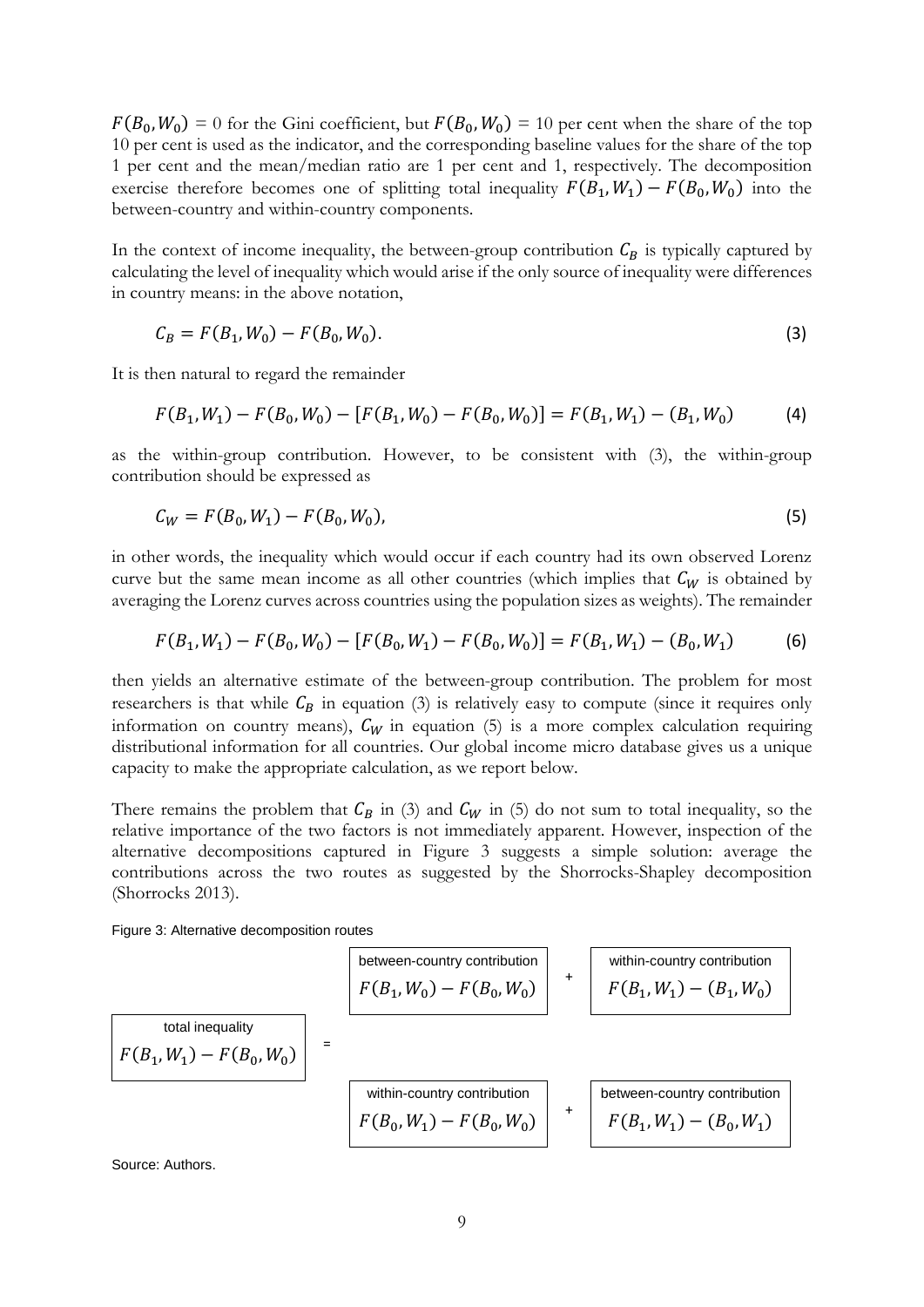$F(B_0, W_0) = 0$ for the Gini coefficient, but $F(B_0, W_0) = 10$ per cent when the share of the top 10 per cent is used as the indicator, and the corresponding baseline values for the share of the top 1 per cent and the mean/median ratio are 1 per cent and 1, respectively. The decomposition exercise therefore becomes one of splitting total inequality $F(B_1, W_1) - F(B_0, W_0)$ into the between-country and within-country components.

In the context of income inequality, the between-group contribution $C_B$ is typically captured by calculating the level of inequality which would arise if the only source of inequality were differences in country means: in the above notation,

$$C_B = F(B_1, W_0) - F(B_0, W_0). \tag{3}$$

It is then natural to regard the remainder

$$F(B_1, W_1) - F(B_0, W_0) - [F(B_1, W_0) - F(B_0, W_0)] = F(B_1, W_1) - (B_1, W_0) \tag{4}$$

as the within-group contribution. However, to be consistent with (3), the within-group contribution should be expressed as

$$C_W = F(B_0, W_1) - F(B_0, W_0), \tag{5}$$

in other words, the inequality which would occur if each country had its own observed Lorenz curve but the same mean income as all other countries (which implies that $C_W$ is obtained by averaging the Lorenz curves across countries using the population sizes as weights). The remainder

$$F(B_1, W_1) - F(B_0, W_0) - [F(B_0, W_1) - F(B_0, W_0)] = F(B_1, W_1) - (B_0, W_1) \tag{6}$$

then yields an alternative estimate of the between-group contribution. The problem for most researchers is that while $C_B$ in equation (3) is relatively easy to compute (since it requires only information on country means), $C_W$ in equation (5) is a more complex calculation requiring distributional information for all countries. Our global income micro database gives us a unique capacity to make the appropriate calculation, as we report below.

There remains the problem that $C_B$ in (3) and $C_W$ in (5) do not sum to total inequality, so the relative importance of the two factors is not immediately apparent. However, inspection of the alternative decompositions captured in Figure 3 suggests a simple solution: average the contributions across the two routes as suggested by the Shorrocks-Shapley decomposition (Shorrocks 2013).

Figure 3: Alternative decomposition routes

| | | | | |
|---|---|---|---|---|
| | | between-country contribution $F(B_1, W_0) - F(B_0, W_0)$ | + | within-country contribution $F(B_1, W_1) - (B_1, W_0)$ |
| total inequality $F(B_1, W_1) - F(B_0, W_0)$ | = | | | |
| | | within-country contribution $F(B_0, W_1) - F(B_0, W_0)$ | + | between-country contribution $F(B_1, W_1) - (B_0, W_1)$ |

Source: Authors.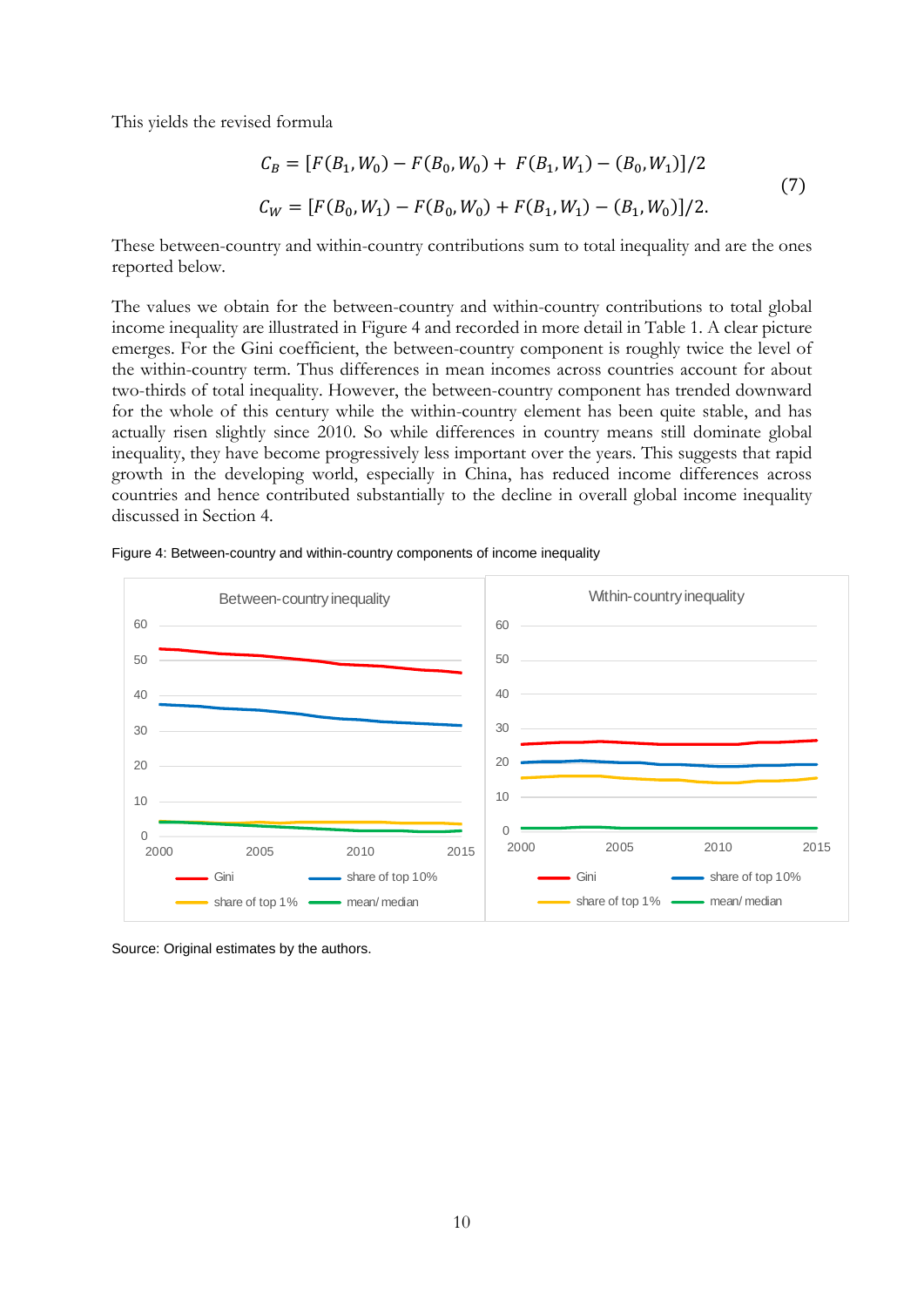This yields the revised formula

$$
\begin{aligned}
C_B &= [F(B_1, W_0) - F(B_0, W_0) + F(B_1, W_1) - (B_0, W_1)]/2 \\
C_W &= [F(B_0, W_1) - F(B_0, W_0) + F(B_1, W_1) - (B_1, W_0)]/2.
\end{aligned}
\tag{7}
$$

These between-country and within-country contributions sum to total inequality and are the ones reported below.

The values we obtain for the between-country and within-country contributions to total global income inequality are illustrated in Figure 4 and recorded in more detail in Table 1. A clear picture emerges. For the Gini coefficient, the between-country component is roughly twice the level of the within-country term. Thus differences in mean incomes across countries account for about two-thirds of total inequality. However, the between-country component has trended downward for the whole of this century while the within-country element has been quite stable, and has actually risen slightly since 2010. So while differences in country means still dominate global inequality, they have become progressively less important over the years. This suggests that rapid growth in the developing world, especially in China, has reduced income differences across countries and hence contributed substantially to the decline in overall global income inequality discussed in Section 4.

Figure 4: Between-country and within-country components of income inequality

Source: Original estimates by the authors.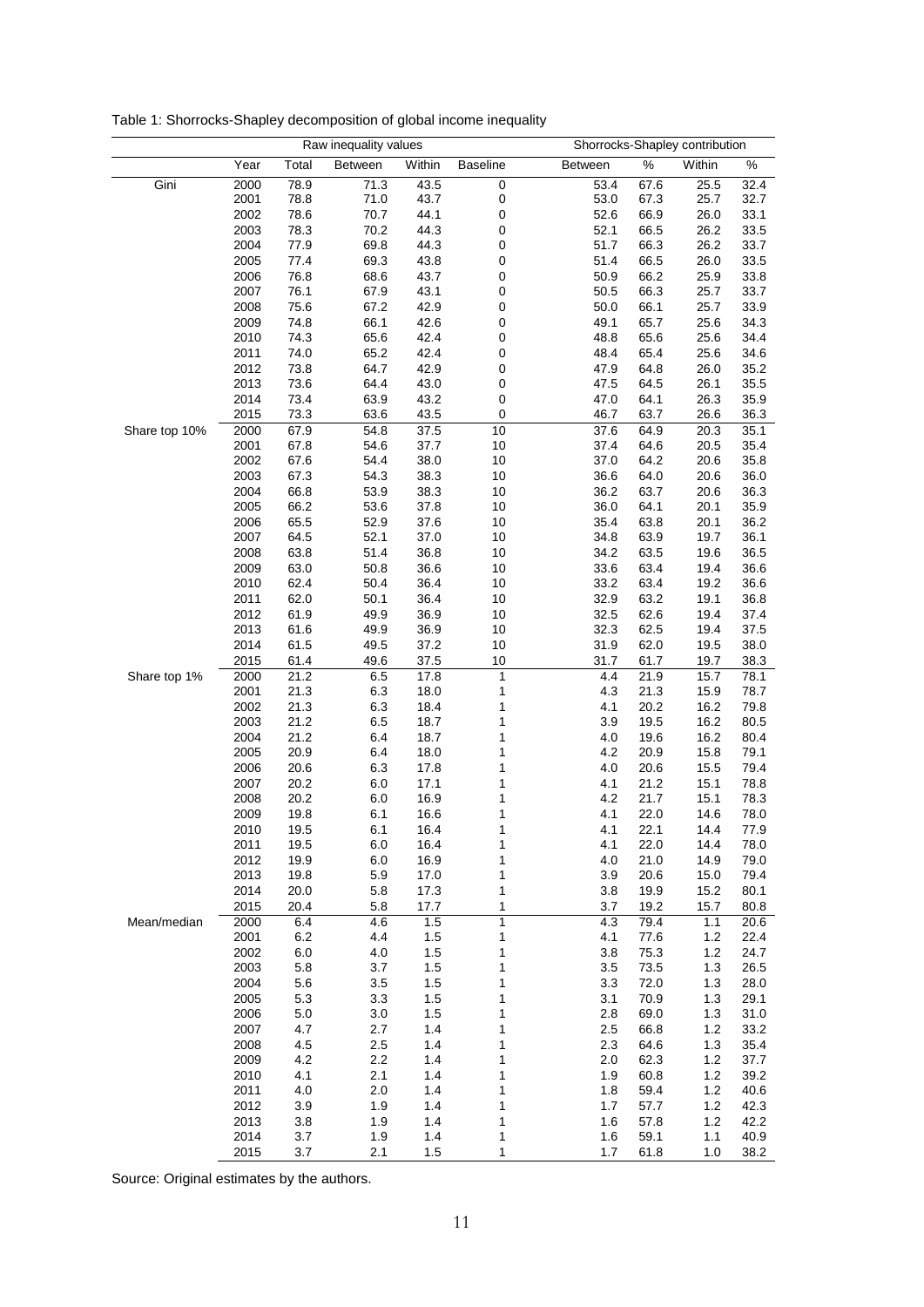Table 1: Shorrocks-Shapley decomposition of global income inequality

| | Raw inequality values | | | | | Shorrocks-Shapley contribution | | | |
|---|---|---|---|---|---|---|---|---|---|
| | Year | Total | Between | Within | Baseline | Between | % | Within | % |
| Gini | 2000 | 78.9 | 71.3 | 43.5 | 0 | 53.4 | 67.6 | 25.5 | 32.4 |
| | 2001 | 78.8 | 71.0 | 43.7 | 0 | 53.0 | 67.3 | 25.7 | 32.7 |
| | 2002 | 78.6 | 70.7 | 44.1 | 0 | 52.6 | 66.9 | 26.0 | 33.1 |
| | 2003 | 78.3 | 70.2 | 44.3 | 0 | 52.1 | 66.5 | 26.2 | 33.5 |
| | 2004 | 77.9 | 69.8 | 44.3 | 0 | 51.7 | 66.3 | 26.2 | 33.7 |
| | 2005 | 77.4 | 69.3 | 43.8 | 0 | 51.4 | 66.5 | 26.0 | 33.5 |
| | 2006 | 76.8 | 68.6 | 43.7 | 0 | 50.9 | 66.2 | 25.9 | 33.8 |
| | 2007 | 76.1 | 67.9 | 43.1 | 0 | 50.5 | 66.3 | 25.7 | 33.7 |
| | 2008 | 75.6 | 67.2 | 42.9 | 0 | 50.0 | 66.1 | 25.7 | 33.9 |
| | 2009 | 74.8 | 66.1 | 42.6 | 0 | 49.1 | 65.7 | 25.6 | 34.3 |
| | 2010 | 74.3 | 65.6 | 42.4 | 0 | 48.8 | 65.6 | 25.6 | 34.4 |
| | 2011 | 74.0 | 65.2 | 42.4 | 0 | 48.4 | 65.4 | 25.6 | 34.6 |
| | 2012 | 73.8 | 64.7 | 42.9 | 0 | 47.9 | 64.8 | 26.0 | 35.2 |
| | 2013 | 73.6 | 64.4 | 43.0 | 0 | 47.5 | 64.5 | 26.1 | 35.5 |
| | 2014 | 73.4 | 63.9 | 43.2 | 0 | 47.0 | 64.1 | 26.3 | 35.9 |
| | 2015 | 73.3 | 63.6 | 43.5 | 0 | 46.7 | 63.7 | 26.6 | 36.3 |
| Share top 10% | 2000 | 67.9 | 54.8 | 37.5 | 10 | 37.6 | 64.9 | 20.3 | 35.1 |
| | 2001 | 67.8 | 54.6 | 37.7 | 10 | 37.4 | 64.6 | 20.5 | 35.4 |
| | 2002 | 67.6 | 54.4 | 38.0 | 10 | 37.0 | 64.2 | 20.6 | 35.8 |
| | 2003 | 67.3 | 54.3 | 38.3 | 10 | 36.6 | 64.0 | 20.6 | 36.0 |
| | 2004 | 66.8 | 53.9 | 38.3 | 10 | 36.2 | 63.7 | 20.6 | 36.3 |
| | 2005 | 66.2 | 53.6 | 37.8 | 10 | 36.0 | 64.1 | 20.1 | 35.9 |
| | 2006 | 65.5 | 52.9 | 37.6 | 10 | 35.4 | 63.8 | 20.1 | 36.2 |
| | 2007 | 64.5 | 52.1 | 37.0 | 10 | 34.8 | 63.9 | 19.7 | 36.1 |
| | 2008 | 63.8 | 51.4 | 36.8 | 10 | 34.2 | 63.5 | 19.6 | 36.5 |
| | 2009 | 63.0 | 50.8 | 36.6 | 10 | 33.6 | 63.4 | 19.4 | 36.6 |
| | 2010 | 62.4 | 50.4 | 36.4 | 10 | 33.2 | 63.4 | 19.2 | 36.6 |
| | 2011 | 62.0 | 50.1 | 36.4 | 10 | 32.9 | 63.2 | 19.1 | 36.8 |
| | 2012 | 61.9 | 49.9 | 36.9 | 10 | 32.5 | 62.6 | 19.4 | 37.4 |
| | 2013 | 61.6 | 49.9 | 36.9 | 10 | 32.3 | 62.5 | 19.4 | 37.5 |
| | 2014 | 61.5 | 49.5 | 37.2 | 10 | 31.9 | 62.0 | 19.5 | 38.0 |
| | 2015 | 61.4 | 49.6 | 37.5 | 10 | 31.7 | 61.7 | 19.7 | 38.3 |
| Share top 1% | 2000 | 21.2 | 6.5 | 17.8 | 1 | 4.4 | 21.9 | 15.7 | 78.1 |
| | 2001 | 21.3 | 6.3 | 18.0 | 1 | 4.3 | 21.3 | 15.9 | 78.7 |
| | 2002 | 21.3 | 6.3 | 18.4 | 1 | 4.1 | 20.2 | 16.2 | 79.8 |
| | 2003 | 21.2 | 6.5 | 18.7 | 1 | 3.9 | 19.5 | 16.2 | 80.5 |
| | 2004 | 21.2 | 6.4 | 18.7 | 1 | 4.0 | 19.6 | 16.2 | 80.4 |
| | 2005 | 20.9 | 6.4 | 18.0 | 1 | 4.2 | 20.9 | 15.8 | 79.1 |
| | 2006 | 20.6 | 6.3 | 17.8 | 1 | 4.0 | 20.6 | 15.5 | 79.4 |
| | 2007 | 20.2 | 6.0 | 17.1 | 1 | 4.1 | 21.2 | 15.1 | 78.8 |
| | 2008 | 20.2 | 6.0 | 16.9 | 1 | 4.2 | 21.7 | 15.1 | 78.3 |
| | 2009 | 19.8 | 6.1 | 16.6 | 1 | 4.1 | 22.0 | 14.6 | 78.0 |
| | 2010 | 19.5 | 6.1 | 16.4 | 1 | 4.1 | 22.1 | 14.4 | 77.9 |
| | 2011 | 19.5 | 6.0 | 16.4 | 1 | 4.1 | 22.0 | 14.4 | 78.0 |
| | 2012 | 19.9 | 6.0 | 16.9 | 1 | 4.0 | 21.0 | 14.9 | 79.0 |
| | 2013 | 19.8 | 5.9 | 17.0 | 1 | 3.9 | 20.6 | 15.0 | 79.4 |
| | 2014 | 20.0 | 5.8 | 17.3 | 1 | 3.8 | 19.9 | 15.2 | 80.1 |
| | 2015 | 20.4 | 5.8 | 17.7 | 1 | 3.7 | 19.2 | 15.7 | 80.8 |
| Mean/median | 2000 | 6.4 | 4.6 | 1.5 | 1 | 4.3 | 79.4 | 1.1 | 20.6 |
| | 2001 | 6.2 | 4.4 | 1.5 | 1 | 4.1 | 77.6 | 1.2 | 22.4 |
| | 2002 | 6.0 | 4.0 | 1.5 | 1 | 3.8 | 75.3 | 1.2 | 24.7 |
| | 2003 | 5.8 | 3.7 | 1.5 | 1 | 3.5 | 73.5 | 1.3 | 26.5 |
| | 2004 | 5.6 | 3.5 | 1.5 | 1 | 3.3 | 72.0 | 1.3 | 28.0 |
| | 2005 | 5.3 | 3.3 | 1.5 | 1 | 3.1 | 70.9 | 1.3 | 29.1 |
| | 2006 | 5.0 | 3.0 | 1.5 | 1 | 2.8 | 69.0 | 1.3 | 31.0 |
| | 2007 | 4.7 | 2.7 | 1.4 | 1 | 2.5 | 66.8 | 1.2 | 33.2 |
| | 2008 | 4.5 | 2.5 | 1.4 | 1 | 2.3 | 64.6 | 1.3 | 35.4 |
| | 2009 | 4.2 | 2.2 | 1.4 | 1 | 2.0 | 62.3 | 1.2 | 37.7 |
| | 2010 | 4.1 | 2.1 | 1.4 | 1 | 1.9 | 60.8 | 1.2 | 39.2 |
| | 2011 | 4.0 | 2.0 | 1.4 | 1 | 1.8 | 59.4 | 1.2 | 40.6 |
| | 2012 | 3.9 | 1.9 | 1.4 | 1 | 1.7 | 57.7 | 1.2 | 42.3 |
| | 2013 | 3.8 | 1.9 | 1.4 | 1 | 1.6 | 57.8 | 1.2 | 42.2 |
| | 2014 | 3.7 | 1.9 | 1.4 | 1 | 1.6 | 59.1 | 1.1 | 40.9 |
| | 2015 | 3.7 | 2.1 | 1.5 | 1 | 1.7 | 61.8 | 1.0 | 38.2 |

Source: Original estimates by the authors.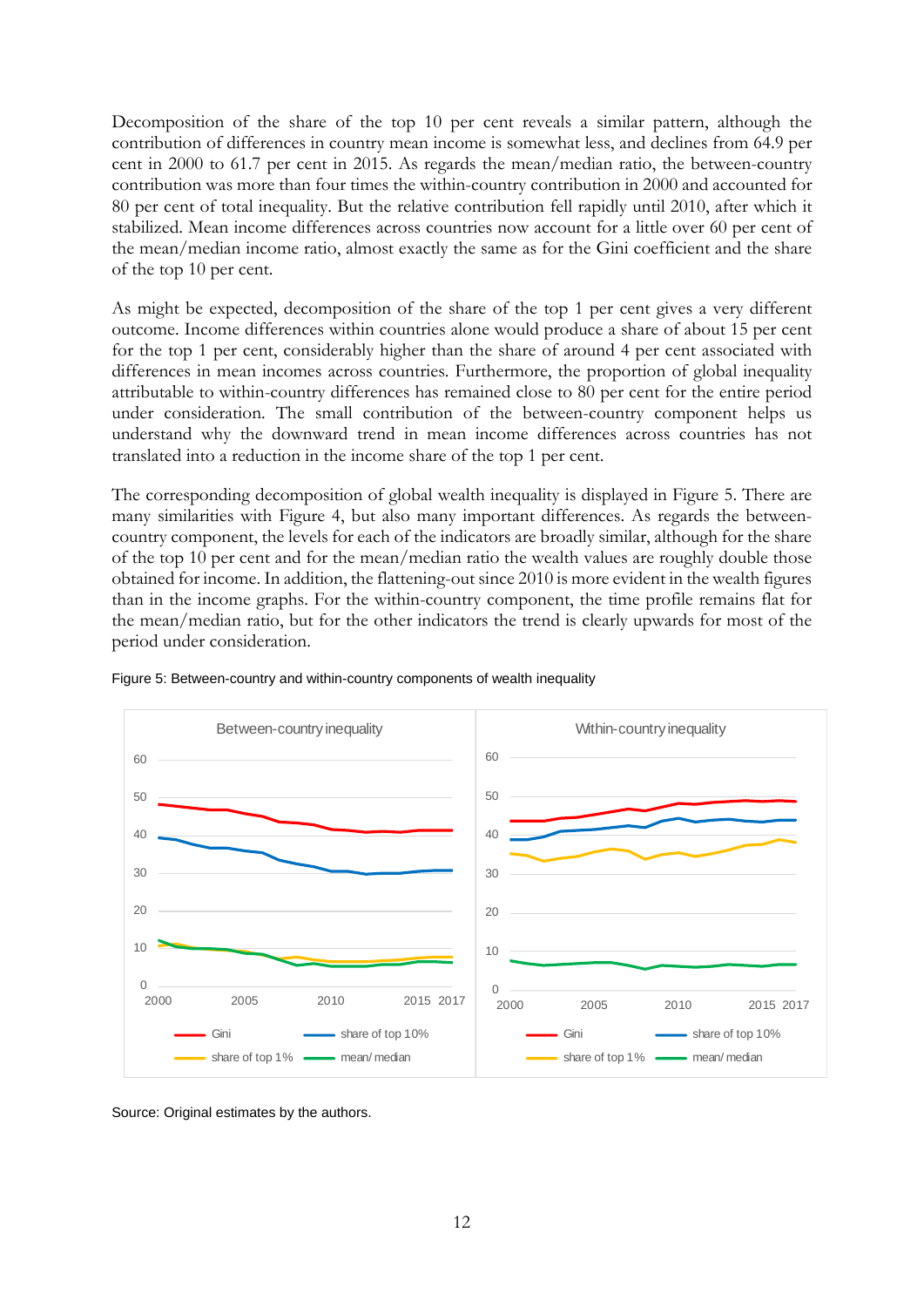Decomposition of the share of the top 10 per cent reveals a similar pattern, although the contribution of differences in country mean income is somewhat less, and declines from 64.9 per cent in 2000 to 61.7 per cent in 2015. As regards the mean/median ratio, the between-country contribution was more than four times the within-country contribution in 2000 and accounted for 80 per cent of total inequality. But the relative contribution fell rapidly until 2010, after which it stabilized. Mean income differences across countries now account for a little over 60 per cent of the mean/median income ratio, almost exactly the same as for the Gini coefficient and the share of the top 10 per cent.

As might be expected, decomposition of the share of the top 1 per cent gives a very different outcome. Income differences within countries alone would produce a share of about 15 per cent for the top 1 per cent, considerably higher than the share of around 4 per cent associated with differences in mean incomes across countries. Furthermore, the proportion of global inequality attributable to within-country differences has remained close to 80 per cent for the entire period under consideration. The small contribution of the between-country component helps us understand why the downward trend in mean income differences across countries has not translated into a reduction in the income share of the top 1 per cent.

The corresponding decomposition of global wealth inequality is displayed in Figure 5. There are many similarities with Figure 4, but also many important differences. As regards the between-country component, the levels for each of the indicators are broadly similar, although for the share of the top 10 per cent and for the mean/median ratio the wealth values are roughly double those obtained for income. In addition, the flattening-out since 2010 is more evident in the wealth figures than in the income graphs. For the within-country component, the time profile remains flat for the mean/median ratio, but for the other indicators the trend is clearly upwards for most of the period under consideration.

Figure 5: Between-country and within-country components of wealth inequality

Source: Original estimates by the authors.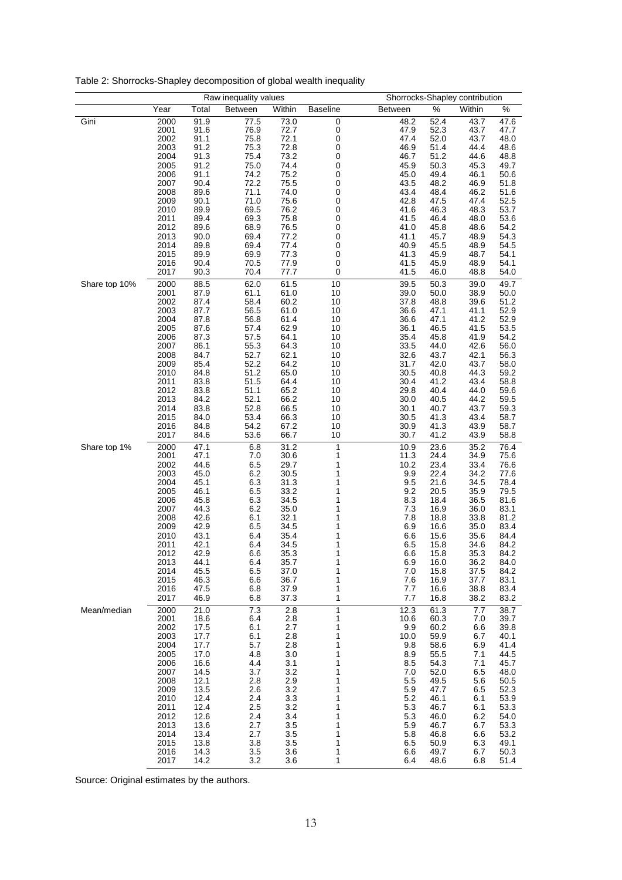Table 2: Shorrocks-Shapley decomposition of global wealth inequality

| | Raw inequality values | | | | | Shorrocks-Shapley contribution | | | |
|---|---|---|---|---|---|---|---|---|---|
| | Year | Total | Between | Within | Baseline | Between | % | Within | % |
| Gini | 2000 | 91.9 | 77.5 | 73.0 | 0 | 48.2 | 52.4 | 43.7 | 47.6 |
| | 2001 | 91.6 | 76.9 | 72.7 | 0 | 47.9 | 52.3 | 43.7 | 47.7 |
| | 2002 | 91.1 | 75.8 | 72.1 | 0 | 47.4 | 52.0 | 43.7 | 48.0 |
| | 2003 | 91.2 | 75.3 | 72.8 | 0 | 46.9 | 51.4 | 44.4 | 48.6 |
| | 2004 | 91.3 | 75.4 | 73.2 | 0 | 46.7 | 51.2 | 44.6 | 48.8 |
| | 2005 | 91.2 | 75.0 | 74.4 | 0 | 45.9 | 50.3 | 45.3 | 49.7 |
| | 2006 | 91.1 | 74.2 | 75.2 | 0 | 45.0 | 49.4 | 46.1 | 50.6 |
| | 2007 | 90.4 | 72.2 | 75.5 | 0 | 43.5 | 48.2 | 46.9 | 51.8 |
| | 2008 | 89.6 | 71.1 | 74.0 | 0 | 43.4 | 48.4 | 46.2 | 51.6 |
| | 2009 | 90.1 | 71.0 | 75.6 | 0 | 42.8 | 47.5 | 47.4 | 52.5 |
| | 2010 | 89.9 | 69.5 | 76.2 | 0 | 41.6 | 46.3 | 48.3 | 53.7 |
| | 2011 | 89.4 | 69.3 | 75.8 | 0 | 41.5 | 46.4 | 48.0 | 53.6 |
| | 2012 | 89.6 | 68.9 | 76.5 | 0 | 41.0 | 45.8 | 48.6 | 54.2 |
| | 2013 | 90.0 | 69.4 | 77.2 | 0 | 41.1 | 45.7 | 48.9 | 54.3 |
| | 2014 | 89.8 | 69.4 | 77.4 | 0 | 40.9 | 45.5 | 48.9 | 54.5 |
| | 2015 | 89.9 | 69.9 | 77.3 | 0 | 41.3 | 45.9 | 48.7 | 54.1 |
| | 2016 | 90.4 | 70.5 | 77.9 | 0 | 41.5 | 45.9 | 48.9 | 54.1 |
| | 2017 | 90.3 | 70.4 | 77.7 | 0 | 41.5 | 46.0 | 48.8 | 54.0 |
| Share top 10% | 2000 | 88.5 | 62.0 | 61.5 | 10 | 39.5 | 50.3 | 39.0 | 49.7 |
| | 2001 | 87.9 | 61.1 | 61.0 | 10 | 39.0 | 50.0 | 38.9 | 50.0 |
| | 2002 | 87.4 | 58.4 | 60.2 | 10 | 37.8 | 48.8 | 39.6 | 51.2 |
| | 2003 | 87.7 | 56.5 | 61.0 | 10 | 36.6 | 47.1 | 41.1 | 52.9 |
| | 2004 | 87.8 | 56.8 | 61.4 | 10 | 36.6 | 47.1 | 41.2 | 52.9 |
| | 2005 | 87.6 | 57.4 | 62.9 | 10 | 36.1 | 46.5 | 41.5 | 53.5 |
| | 2006 | 87.3 | 57.5 | 64.1 | 10 | 35.4 | 45.8 | 41.9 | 54.2 |
| | 2007 | 86.1 | 55.3 | 64.3 | 10 | 33.5 | 44.0 | 42.6 | 56.0 |
| | 2008 | 84.7 | 52.7 | 62.1 | 10 | 32.6 | 43.7 | 42.1 | 56.3 |
| | 2009 | 85.4 | 52.2 | 64.2 | 10 | 31.7 | 42.0 | 43.7 | 58.0 |
| | 2010 | 84.8 | 51.2 | 65.0 | 10 | 30.5 | 40.8 | 44.3 | 59.2 |
| | 2011 | 83.8 | 51.5 | 64.4 | 10 | 30.4 | 41.2 | 43.4 | 58.8 |
| | 2012 | 83.8 | 51.1 | 65.2 | 10 | 29.8 | 40.4 | 44.0 | 59.6 |
| | 2013 | 84.2 | 52.1 | 66.2 | 10 | 30.0 | 40.5 | 44.2 | 59.5 |
| | 2014 | 83.8 | 52.8 | 66.5 | 10 | 30.1 | 40.7 | 43.7 | 59.3 |
| | 2015 | 84.0 | 53.4 | 66.3 | 10 | 30.5 | 41.3 | 43.4 | 58.7 |
| | 2016 | 84.8 | 54.2 | 67.2 | 10 | 30.9 | 41.3 | 43.9 | 58.7 |
| | 2017 | 84.6 | 53.6 | 66.7 | 10 | 30.7 | 41.2 | 43.9 | 58.8 |
| Share top 1% | 2000 | 47.1 | 6.8 | 31.2 | 1 | 10.9 | 23.6 | 35.2 | 76.4 |
| | 2001 | 47.1 | 7.0 | 30.6 | 1 | 11.3 | 24.4 | 34.9 | 75.6 |
| | 2002 | 44.6 | 6.5 | 29.7 | 1 | 10.2 | 23.4 | 33.4 | 76.6 |
| | 2003 | 45.0 | 6.2 | 30.5 | 1 | 9.9 | 22.4 | 34.2 | 77.6 |
| | 2004 | 45.1 | 6.3 | 31.3 | 1 | 9.5 | 21.6 | 34.5 | 78.4 |
| | 2005 | 46.1 | 6.5 | 33.2 | 1 | 9.2 | 20.5 | 35.9 | 79.5 |
| | 2006 | 45.8 | 6.3 | 34.5 | 1 | 8.3 | 18.4 | 36.5 | 81.6 |
| | 2007 | 44.3 | 6.2 | 35.0 | 1 | 7.3 | 16.9 | 36.0 | 83.1 |
| | 2008 | 42.6 | 6.1 | 32.1 | 1 | 7.8 | 18.8 | 33.8 | 81.2 |
| | 2009 | 42.9 | 6.5 | 34.5 | 1 | 6.9 | 16.6 | 35.0 | 83.4 |
| | 2010 | 43.1 | 6.4 | 35.4 | 1 | 6.6 | 15.6 | 35.6 | 84.4 |
| | 2011 | 42.1 | 6.4 | 34.5 | 1 | 6.5 | 15.8 | 34.6 | 84.2 |
| | 2012 | 42.9 | 6.6 | 35.3 | 1 | 6.6 | 15.8 | 35.3 | 84.2 |
| | 2013 | 44.1 | 6.4 | 35.7 | 1 | 6.9 | 16.0 | 36.2 | 84.0 |
| | 2014 | 45.5 | 6.5 | 37.0 | 1 | 7.0 | 15.8 | 37.5 | 84.2 |
| | 2015 | 46.3 | 6.6 | 36.7 | 1 | 7.6 | 16.9 | 37.7 | 83.1 |
| | 2016 | 47.5 | 6.8 | 37.9 | 1 | 7.7 | 16.6 | 38.8 | 83.4 |
| | 2017 | 46.9 | 6.8 | 37.3 | 1 | 7.7 | 16.8 | 38.2 | 83.2 |
| Mean/median | 2000 | 21.0 | 7.3 | 2.8 | 1 | 12.3 | 61.3 | 7.7 | 38.7 |
| | 2001 | 18.6 | 6.4 | 2.8 | 1 | 10.6 | 60.3 | 7.0 | 39.7 |
| | 2002 | 17.5 | 6.1 | 2.7 | 1 | 9.9 | 60.2 | 6.6 | 39.8 |
| | 2003 | 17.7 | 6.1 | 2.8 | 1 | 10.0 | 59.9 | 6.7 | 40.1 |
| | 2004 | 17.7 | 5.7 | 2.8 | 1 | 9.8 | 58.6 | 6.9 | 41.4 |
| | 2005 | 17.0 | 4.8 | 3.0 | 1 | 8.9 | 55.5 | 7.1 | 44.5 |
| | 2006 | 16.6 | 4.4 | 3.1 | 1 | 8.5 | 54.3 | 7.1 | 45.7 |
| | 2007 | 14.5 | 3.7 | 3.2 | 1 | 7.0 | 52.0 | 6.5 | 48.0 |
| | 2008 | 12.1 | 2.8 | 2.9 | 1 | 5.5 | 49.5 | 5.6 | 50.5 |
| | 2009 | 13.5 | 2.6 | 3.2 | 1 | 5.9 | 47.7 | 6.5 | 52.3 |
| | 2010 | 12.4 | 2.4 | 3.3 | 1 | 5.2 | 46.1 | 6.1 | 53.9 |
| | 2011 | 12.4 | 2.5 | 3.2 | 1 | 5.3 | 46.7 | 6.1 | 53.3 |
| | 2012 | 12.6 | 2.4 | 3.4 | 1 | 5.3 | 46.0 | 6.2 | 54.0 |
| | 2013 | 13.6 | 2.7 | 3.5 | 1 | 5.9 | 46.7 | 6.7 | 53.3 |
| | 2014 | 13.4 | 2.7 | 3.5 | 1 | 5.8 | 46.8 | 6.6 | 53.2 |
| | 2015 | 13.8 | 3.8 | 3.5 | 1 | 6.5 | 50.9 | 6.3 | 49.1 |
| | 2016 | 14.3 | 3.5 | 3.6 | 1 | 6.6 | 49.7 | 6.7 | 50.3 |
| | 2017 | 14.2 | 3.2 | 3.6 | 1 | 6.4 | 48.6 | 6.8 | 51.4 |

Source: Original estimates by the authors.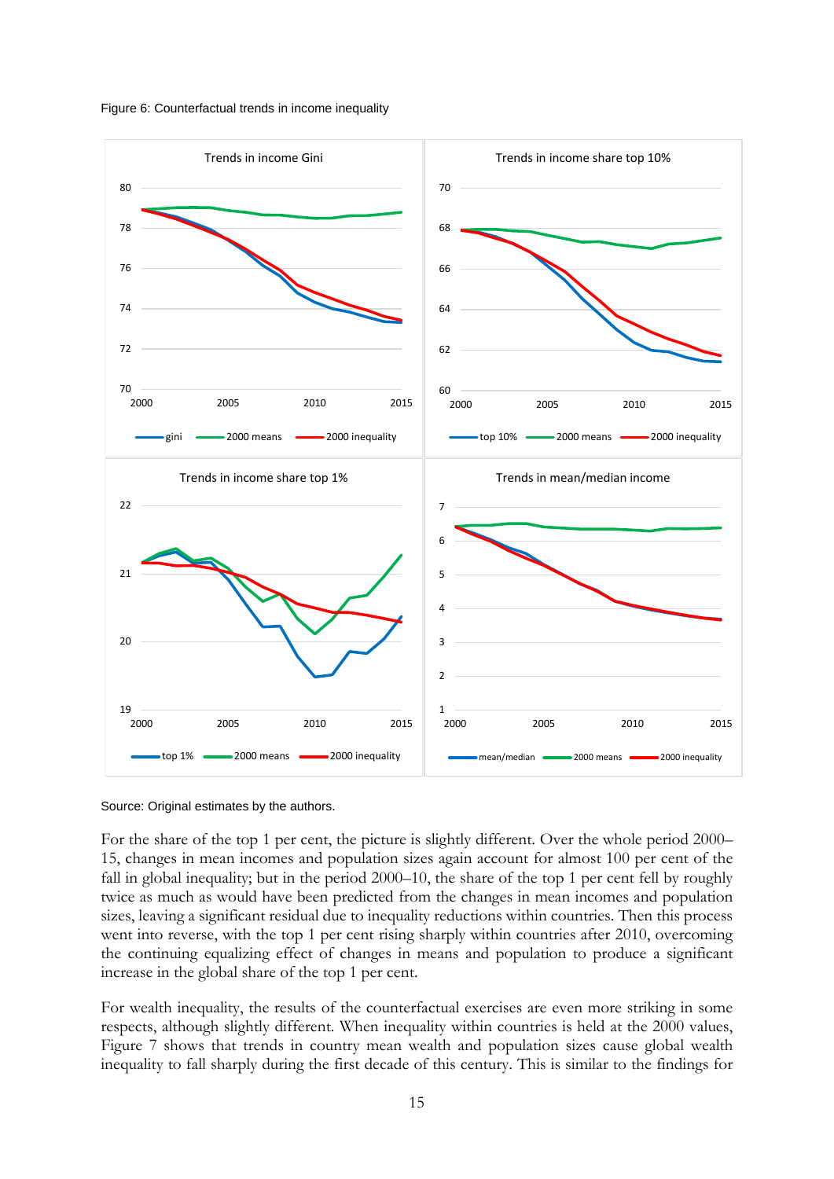Figure 6: Counterfactual trends in income inequality

Source: Original estimates by the authors.

For the share of the top 1 per cent, the picture is slightly different. Over the whole period 2000–15, changes in mean incomes and population sizes again account for almost 100 per cent of the fall in global inequality; but in the period 2000–10, the share of the top 1 per cent fell by roughly twice as much as would have been predicted from the changes in mean incomes and population sizes, leaving a significant residual due to inequality reductions within countries. Then this process went into reverse, with the top 1 per cent rising sharply within countries after 2010, overcoming the continuing equalizing effect of changes in means and population to produce a significant increase in the global share of the top 1 per cent.

For wealth inequality, the results of the counterfactual exercises are even more striking in some respects, although slightly different. When inequality within countries is held at the 2000 values, Figure 7 shows that trends in country mean wealth and population sizes cause global wealth inequality to fall sharply during the first decade of this century. This is similar to the findings for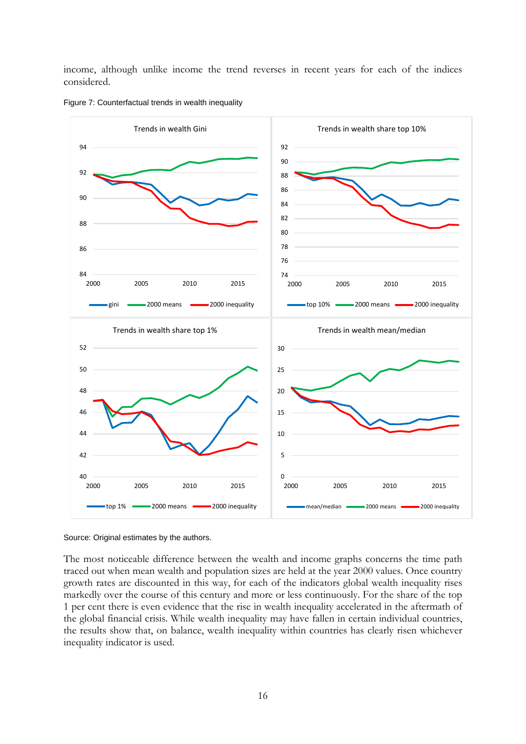income, although unlike income the trend reverses in recent years for each of the indices considered.

Figure 7: Counterfactual trends in wealth inequality

Source: Original estimates by the authors.

The most noticeable difference between the wealth and income graphs concerns the time path traced out when mean wealth and population sizes are held at the year 2000 values. Once country growth rates are discounted in this way, for each of the indicators global wealth inequality rises markedly over the course of this century and more or less continuously. For the share of the top 1 per cent there is even evidence that the rise in wealth inequality accelerated in the aftermath of the global financial crisis. While wealth inequality may have fallen in certain individual countries, the results show that, on balance, wealth inequality within countries has clearly risen whichever inequality indicator is used.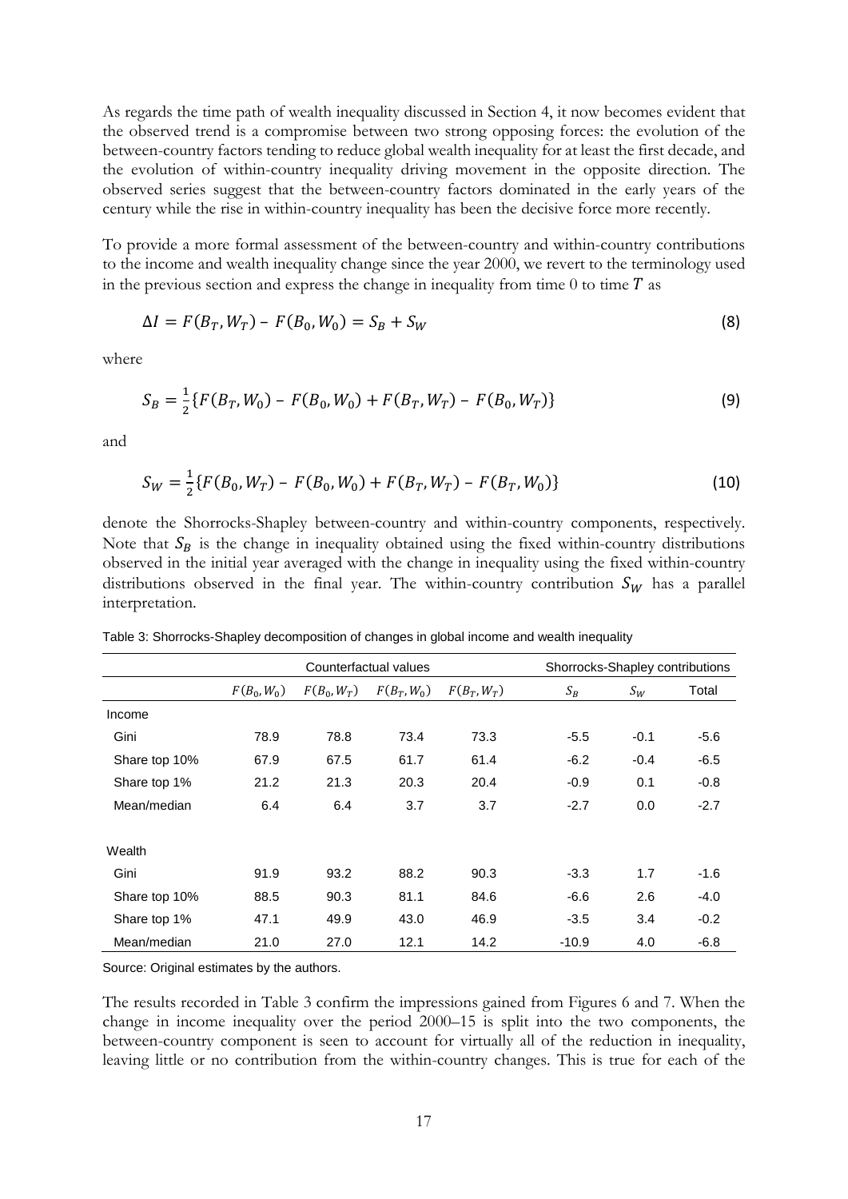As regards the time path of wealth inequality discussed in Section 4, it now becomes evident that the observed trend is a compromise between two strong opposing forces: the evolution of the between-country factors tending to reduce global wealth inequality for at least the first decade, and the evolution of within-country inequality driving movement in the opposite direction. The observed series suggest that the between-country factors dominated in the early years of the century while the rise in within-country inequality has been the decisive force more recently.

To provide a more formal assessment of the between-country and within-country contributions to the income and wealth inequality change since the year 2000, we revert to the terminology used in the previous section and express the change in inequality from time 0 to time $T$ as

$$\Delta I = F(B_T, W_T) - F(B_0, W_0) = S_B + S_W \tag{8}$$

where

$$S_B = \frac{1}{2}\{F(B_T, W_0) - F(B_0, W_0) + F(B_T, W_T) - F(B_0, W_T)\} \tag{9}$$

and

$$S_W = \frac{1}{2}\{F(B_0, W_T) - F(B_0, W_0) + F(B_T, W_T) - F(B_T, W_0)\} \tag{10}$$

denote the Shorrocks-Shapley between-country and within-country components, respectively. Note that $S_B$ is the change in inequality obtained using the fixed within-country distributions observed in the initial year averaged with the change in inequality using the fixed within-country distributions observed in the final year. The within-country contribution $S_W$ has a parallel interpretation.

Table 3: Shorrocks-Shapley decomposition of changes in global income and wealth inequality

| | Counterfactual values | | | | Shorrocks-Shapley contributions | | |
|---|---|---|---|---|---|---|---|
| | $F(B_0, W_0)$ | $F(B_0, W_T)$ | $F(B_T, W_0)$ | $F(B_T, W_T)$ | $S_B$ | $S_W$ | Total |
| Income | | | | | | | |
| Gini | 78.9 | 78.8 | 73.4 | 73.3 | -5.5 | -0.1 | -5.6 |
| Share top 10% | 67.9 | 67.5 | 61.7 | 61.4 | -6.2 | -0.4 | -6.5 |
| Share top 1% | 21.2 | 21.3 | 20.3 | 20.4 | -0.9 | 0.1 | -0.8 |
| Mean/median | 6.4 | 6.4 | 3.7 | 3.7 | -2.7 | 0.0 | -2.7 |
| | | | | | | | |
| Wealth | | | | | | | |
| Gini | 91.9 | 93.2 | 88.2 | 90.3 | -3.3 | 1.7 | -1.6 |
| Share top 10% | 88.5 | 90.3 | 81.1 | 84.6 | -6.6 | 2.6 | -4.0 |
| Share top 1% | 47.1 | 49.9 | 43.0 | 46.9 | -3.5 | 3.4 | -0.2 |
| Mean/median | 21.0 | 27.0 | 12.1 | 14.2 | -10.9 | 4.0 | -6.8 |

Source: Original estimates by the authors.

The results recorded in Table 3 confirm the impressions gained from Figures 6 and 7. When the change in income inequality over the period 2000–15 is split into the two components, the between-country component is seen to account for virtually all of the reduction in inequality, leaving little or no contribution from the within-country changes. This is true for each of the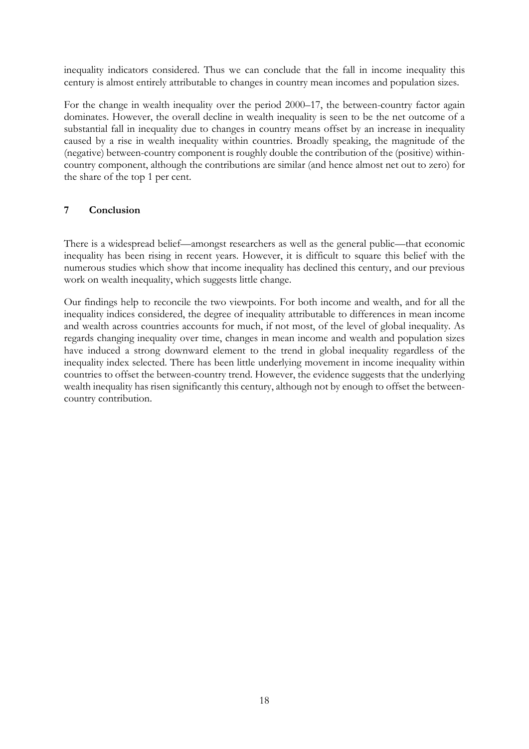inequality indicators considered. Thus we can conclude that the fall in income inequality this century is almost entirely attributable to changes in country mean incomes and population sizes.

For the change in wealth inequality over the period 2000–17, the between-country factor again dominates. However, the overall decline in wealth inequality is seen to be the net outcome of a substantial fall in inequality due to changes in country means offset by an increase in inequality caused by a rise in wealth inequality within countries. Broadly speaking, the magnitude of the (negative) between-country component is roughly double the contribution of the (positive) within-country component, although the contributions are similar (and hence almost net out to zero) for the share of the top 1 per cent.

## 7 Conclusion

There is a widespread belief—amongst researchers as well as the general public—that economic inequality has been rising in recent years. However, it is difficult to square this belief with the numerous studies which show that income inequality has declined this century, and our previous work on wealth inequality, which suggests little change.

Our findings help to reconcile the two viewpoints. For both income and wealth, and for all the inequality indices considered, the degree of inequality attributable to differences in mean income and wealth across countries accounts for much, if not most, of the level of global inequality. As regards changing inequality over time, changes in mean income and wealth and population sizes have induced a strong downward element to the trend in global inequality regardless of the inequality index selected. There has been little underlying movement in income inequality within countries to offset the between-country trend. However, the evidence suggests that the underlying wealth inequality has risen significantly this century, although not by enough to offset the between-country contribution.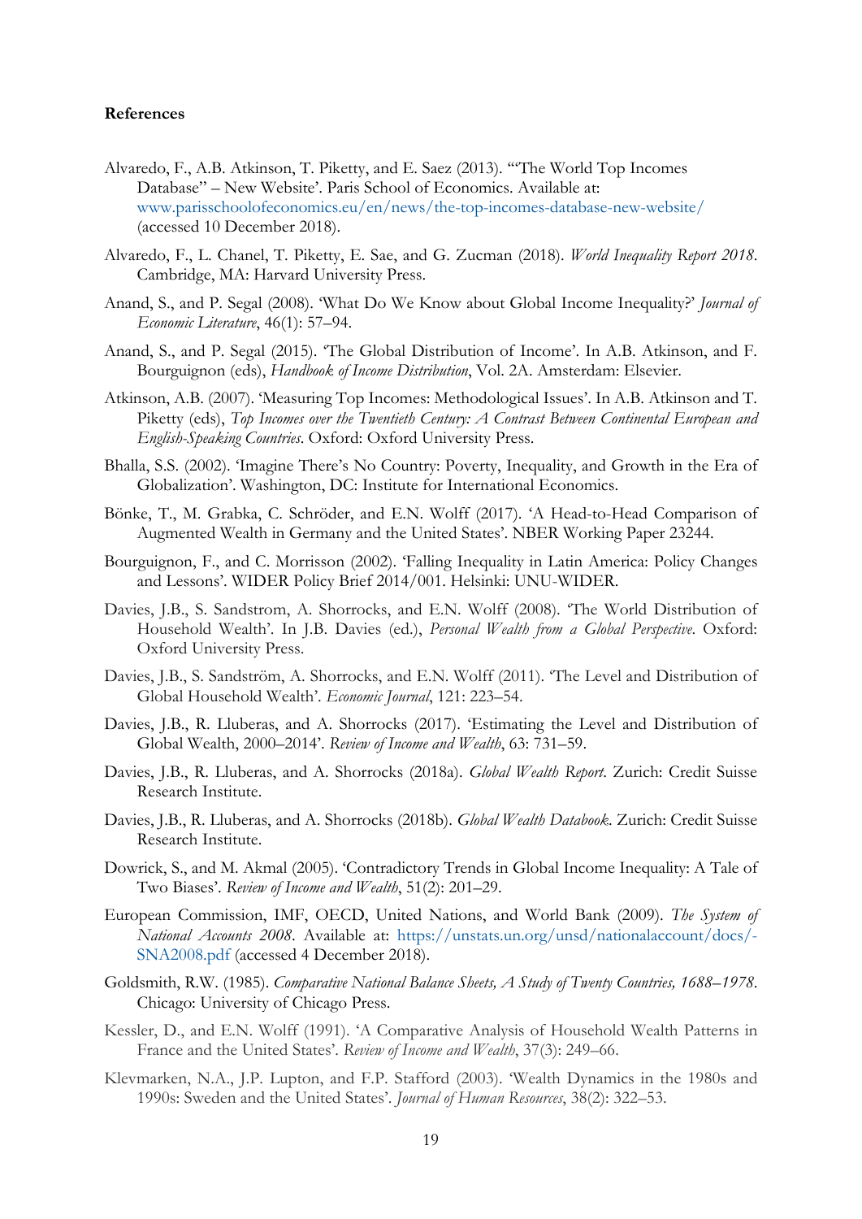**References**

Alvaredo, F., A.B. Atkinson, T. Piketty, and E. Saez (2013). '"The World Top Incomes Database" – New Website'. Paris School of Economics. Available at: www.parisschoolofeconomics.eu/en/news/the-top-incomes-database-new-website/ (accessed 10 December 2018).

Alvaredo, F., L. Chanel, T. Piketty, E. Sae, and G. Zucman (2018). *World Inequality Report 2018*. Cambridge, MA: Harvard University Press.

Anand, S., and P. Segal (2008). 'What Do We Know about Global Income Inequality?' *Journal of Economic Literature*, 46(1): 57–94.

Anand, S., and P. Segal (2015). 'The Global Distribution of Income'. In A.B. Atkinson, and F. Bourguignon (eds), *Handbook of Income Distribution*, Vol. 2A. Amsterdam: Elsevier.

Atkinson, A.B. (2007). 'Measuring Top Incomes: Methodological Issues'. In A.B. Atkinson and T. Piketty (eds), *Top Incomes over the Twentieth Century: A Contrast Between Continental European and English-Speaking Countries*. Oxford: Oxford University Press.

Bhalla, S.S. (2002). 'Imagine There's No Country: Poverty, Inequality, and Growth in the Era of Globalization'. Washington, DC: Institute for International Economics.

Bönke, T., M. Grabka, C. Schröder, and E.N. Wolff (2017). 'A Head-to-Head Comparison of Augmented Wealth in Germany and the United States'. NBER Working Paper 23244.

Bourguignon, F., and C. Morrisson (2002). 'Falling Inequality in Latin America: Policy Changes and Lessons'. WIDER Policy Brief 2014/001. Helsinki: UNU-WIDER.

Davies, J.B., S. Sandstrom, A. Shorrocks, and E.N. Wolff (2008). 'The World Distribution of Household Wealth'. In J.B. Davies (ed.), *Personal Wealth from a Global Perspective*. Oxford: Oxford University Press.

Davies, J.B., S. Sandström, A. Shorrocks, and E.N. Wolff (2011). 'The Level and Distribution of Global Household Wealth'. *Economic Journal*, 121: 223–54.

Davies, J.B., R. Lluberas, and A. Shorrocks (2017). 'Estimating the Level and Distribution of Global Wealth, 2000–2014'. *Review of Income and Wealth*, 63: 731–59.

Davies, J.B., R. Lluberas, and A. Shorrocks (2018a). *Global Wealth Report*. Zurich: Credit Suisse Research Institute.

Davies, J.B., R. Lluberas, and A. Shorrocks (2018b). *Global Wealth Databook*. Zurich: Credit Suisse Research Institute.

Dowrick, S., and M. Akmal (2005). 'Contradictory Trends in Global Income Inequality: A Tale of Two Biases'. *Review of Income and Wealth*, 51(2): 201–29.

European Commission, IMF, OECD, United Nations, and World Bank (2009). *The System of National Accounts 2008*. Available at: https://unstats.un.org/unsd/nationalaccount/docs/-SNA2008.pdf (accessed 4 December 2018).

Goldsmith, R.W. (1985). *Comparative National Balance Sheets, A Study of Twenty Countries, 1688–1978*. Chicago: University of Chicago Press.

Kessler, D., and E.N. Wolff (1991). 'A Comparative Analysis of Household Wealth Patterns in France and the United States'. *Review of Income and Wealth*, 37(3): 249–66.

Klevmarken, N.A., J.P. Lupton, and F.P. Stafford (2003). 'Wealth Dynamics in the 1980s and 1990s: Sweden and the United States'. *Journal of Human Resources*, 38(2): 322–53.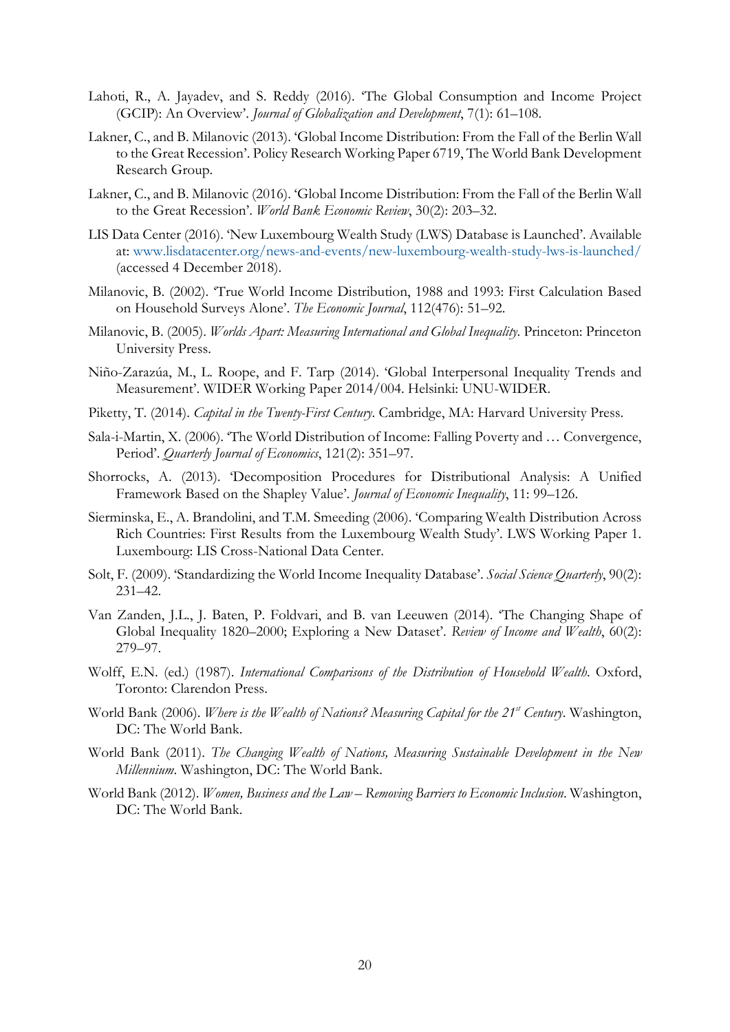Lahoti, R., A. Jayadev, and S. Reddy (2016). 'The Global Consumption and Income Project (GCIP): An Overview'. *Journal of Globalization and Development*, 7(1): 61–108.

Lakner, C., and B. Milanovic (2013). 'Global Income Distribution: From the Fall of the Berlin Wall to the Great Recession'. Policy Research Working Paper 6719, The World Bank Development Research Group.

Lakner, C., and B. Milanovic (2016). 'Global Income Distribution: From the Fall of the Berlin Wall to the Great Recession'. *World Bank Economic Review*, 30(2): 203–32.

LIS Data Center (2016). 'New Luxembourg Wealth Study (LWS) Database is Launched'. Available at: www.lisdatacenter.org/news-and-events/new-luxembourg-wealth-study-lws-is-launched/ (accessed 4 December 2018).

Milanovic, B. (2002). 'True World Income Distribution, 1988 and 1993: First Calculation Based on Household Surveys Alone'. *The Economic Journal*, 112(476): 51–92.

Milanovic, B. (2005). *Worlds Apart: Measuring International and Global Inequality*. Princeton: Princeton University Press.

Niño-Zarazúa, M., L. Roope, and F. Tarp (2014). 'Global Interpersonal Inequality Trends and Measurement'. WIDER Working Paper 2014/004. Helsinki: UNU-WIDER.

Piketty, T. (2014). *Capital in the Twenty-First Century*. Cambridge, MA: Harvard University Press.

Sala-i-Martin, X. (2006). 'The World Distribution of Income: Falling Poverty and … Convergence, Period'. *Quarterly Journal of Economics*, 121(2): 351–97.

Shorrocks, A. (2013). 'Decomposition Procedures for Distributional Analysis: A Unified Framework Based on the Shapley Value'. *Journal of Economic Inequality*, 11: 99–126.

Sierminska, E., A. Brandolini, and T.M. Smeeding (2006). 'Comparing Wealth Distribution Across Rich Countries: First Results from the Luxembourg Wealth Study'. LWS Working Paper 1. Luxembourg: LIS Cross-National Data Center.

Solt, F. (2009). 'Standardizing the World Income Inequality Database'. *Social Science Quarterly*, 90(2): 231–42.

Van Zanden, J.L., J. Baten, P. Foldvari, and B. van Leeuwen (2014). 'The Changing Shape of Global Inequality 1820–2000; Exploring a New Dataset'. *Review of Income and Wealth*, 60(2): 279–97.

Wolff, E.N. (ed.) (1987). *International Comparisons of the Distribution of Household Wealth*. Oxford, Toronto: Clarendon Press.

World Bank (2006). *Where is the Wealth of Nations? Measuring Capital for the 21st Century*. Washington, DC: The World Bank.

World Bank (2011). *The Changing Wealth of Nations, Measuring Sustainable Development in the New Millennium*. Washington, DC: The World Bank.

World Bank (2012). *Women, Business and the Law – Removing Barriers to Economic Inclusion*. Washington, DC: The World Bank.